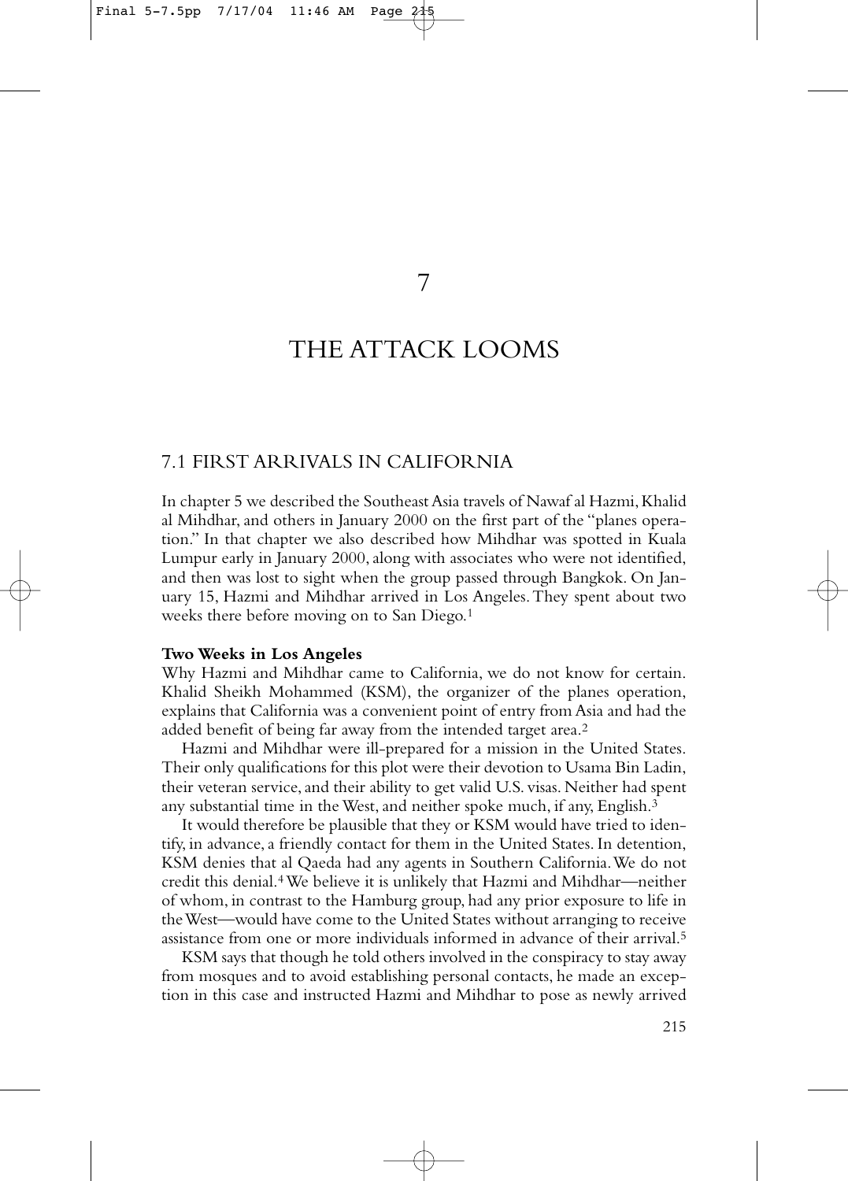# 7

# THE ATTACK LOOMS

## 7.1 FIRST ARRIVALS IN CALIFORNIA

In chapter 5 we described the Southeast Asia travels of Nawaf al Hazmi, Khalid al Mihdhar, and others in January 2000 on the first part of the "planes operation." In that chapter we also described how Mihdhar was spotted in Kuala Lumpur early in January 2000, along with associates who were not identified, and then was lost to sight when the group passed through Bangkok. On January 15, Hazmi and Mihdhar arrived in Los Angeles. They spent about two weeks there before moving on to San Diego.[1]

### Two Weeks in Los Angeles

Why Hazmi and Mihdhar came to California, we do not know for certain. Khalid Sheikh Mohammed (KSM), the organizer of the planes operation, explains that California was a convenient point of entry from Asia and had the added benefit of being far away from the intended target area.[2]

Hazmi and Mihdhar were ill-prepared for a mission in the United States. Their only qualifications for this plot were their devotion to Usama Bin Ladin, their veteran service, and their ability to get valid U.S. visas. Neither had spent any substantial time in the West, and neither spoke much, if any, English.[3]

It would therefore be plausible that they or KSM would have tried to identify, in advance, a friendly contact for them in the United States. In detention, KSM denies that al Qaeda had any agents in Southern California. We do not credit this denial.[4] We believe it is unlikely that Hazmi and Mihdhar—neither of whom, in contrast to the Hamburg group, had any prior exposure to life in the West—would have come to the United States without arranging to receive assistance from one or more individuals informed in advance of their arrival.[5]

KSM says that though he told others involved in the conspiracy to stay away from mosques and to avoid establishing personal contacts, he made an exception in this case and instructed Hazmi and Mihdhar to pose as newly arrived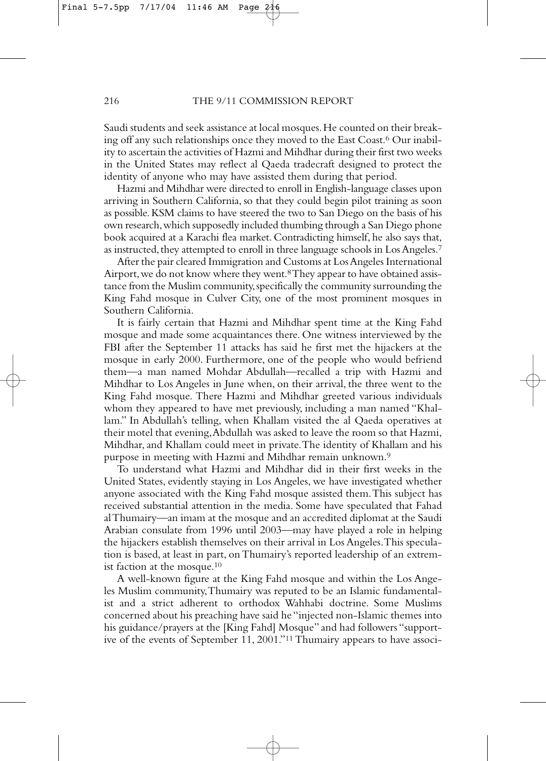Saudi students and seek assistance at local mosques. He counted on their breaking off any such relationships once they moved to the East Coast.[6] Our inability to ascertain the activities of Hazmi and Mihdhar during their first two weeks in the United States may reflect al Qaeda tradecraft designed to protect the identity of anyone who may have assisted them during that period.

Hazmi and Mihdhar were directed to enroll in English-language classes upon arriving in Southern California, so that they could begin pilot training as soon as possible. KSM claims to have steered the two to San Diego on the basis of his own research, which supposedly included thumbing through a San Diego phone book acquired at a Karachi flea market. Contradicting himself, he also says that, as instructed, they attempted to enroll in three language schools in Los Angeles.[7]

After the pair cleared Immigration and Customs at Los Angeles International Airport, we do not know where they went.[8] They appear to have obtained assistance from the Muslim community, specifically the community surrounding the King Fahd mosque in Culver City, one of the most prominent mosques in Southern California.

It is fairly certain that Hazmi and Mihdhar spent time at the King Fahd mosque and made some acquaintances there. One witness interviewed by the FBI after the September 11 attacks has said he first met the hijackers at the mosque in early 2000. Furthermore, one of the people who would befriend them—a man named Mohdar Abdullah—recalled a trip with Hazmi and Mihdhar to Los Angeles in June when, on their arrival, the three went to the King Fahd mosque. There Hazmi and Mihdhar greeted various individuals whom they appeared to have met previously, including a man named "Khallam." In Abdullah's telling, when Khallam visited the al Qaeda operatives at their motel that evening, Abdullah was asked to leave the room so that Hazmi, Mihdhar, and Khallam could meet in private. The identity of Khallam and his purpose in meeting with Hazmi and Mihdhar remain unknown.[9]

To understand what Hazmi and Mihdhar did in their first weeks in the United States, evidently staying in Los Angeles, we have investigated whether anyone associated with the King Fahd mosque assisted them. This subject has received substantial attention in the media. Some have speculated that Fahad al Thumairy—an imam at the mosque and an accredited diplomat at the Saudi Arabian consulate from 1996 until 2003—may have played a role in helping the hijackers establish themselves on their arrival in Los Angeles. This speculation is based, at least in part, on Thumairy's reported leadership of an extremist faction at the mosque.[10]

A well-known figure at the King Fahd mosque and within the Los Angeles Muslim community, Thumairy was reputed to be an Islamic fundamentalist and a strict adherent to orthodox Wahhabi doctrine. Some Muslims concerned about his preaching have said he "injected non-Islamic themes into his guidance/prayers at the [King Fahd] Mosque" and had followers "supportive of the events of September 11, 2001."[11] Thumairy appears to have associ-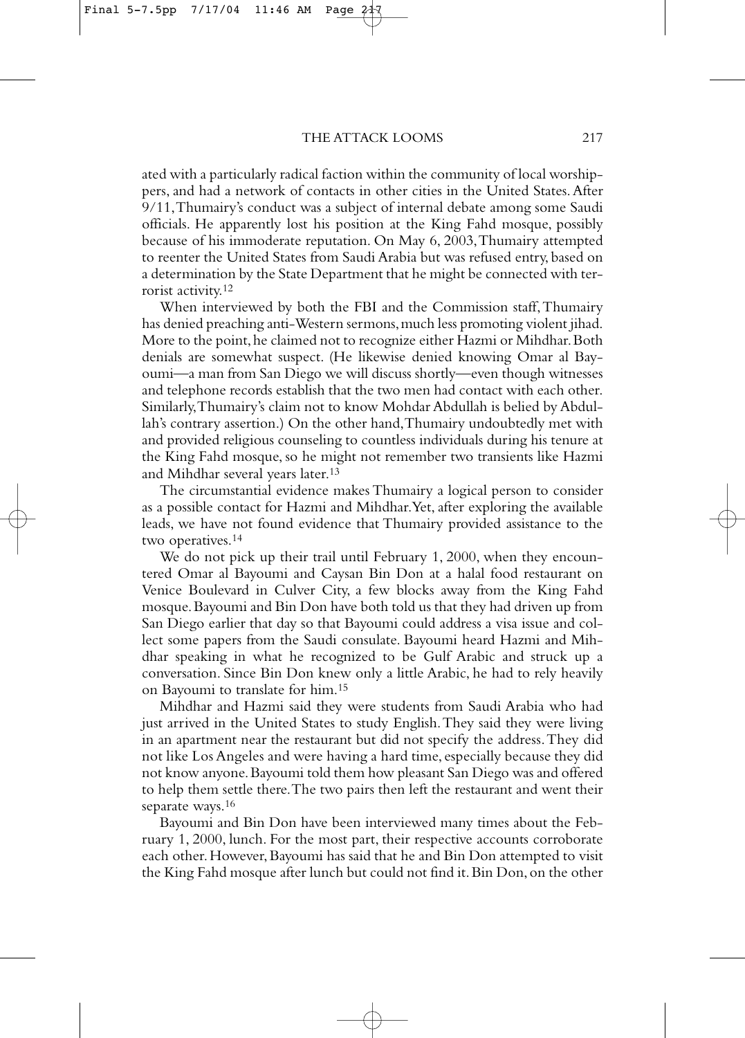ated with a particularly radical faction within the community of local worshippers, and had a network of contacts in other cities in the United States. After 9/11, Thumairy's conduct was a subject of internal debate among some Saudi officials. He apparently lost his position at the King Fahd mosque, possibly because of his immoderate reputation. On May 6, 2003, Thumairy attempted to reenter the United States from Saudi Arabia but was refused entry, based on a determination by the State Department that he might be connected with terrorist activity.[12]

When interviewed by both the FBI and the Commission staff, Thumairy has denied preaching anti-Western sermons, much less promoting violent jihad. More to the point, he claimed not to recognize either Hazmi or Mihdhar. Both denials are somewhat suspect. (He likewise denied knowing Omar al Bayoumi—a man from San Diego we will discuss shortly—even though witnesses and telephone records establish that the two men had contact with each other. Similarly, Thumairy's claim not to know Mohdar Abdullah is belied by Abdullah's contrary assertion.) On the other hand, Thumairy undoubtedly met with and provided religious counseling to countless individuals during his tenure at the King Fahd mosque, so he might not remember two transients like Hazmi and Mihdhar several years later.[13]

The circumstantial evidence makes Thumairy a logical person to consider as a possible contact for Hazmi and Mihdhar. Yet, after exploring the available leads, we have not found evidence that Thumairy provided assistance to the two operatives.[14]

We do not pick up their trail until February 1, 2000, when they encountered Omar al Bayoumi and Caysan Bin Don at a halal food restaurant on Venice Boulevard in Culver City, a few blocks away from the King Fahd mosque. Bayoumi and Bin Don have both told us that they had driven up from San Diego earlier that day so that Bayoumi could address a visa issue and collect some papers from the Saudi consulate. Bayoumi heard Hazmi and Mihdhar speaking in what he recognized to be Gulf Arabic and struck up a conversation. Since Bin Don knew only a little Arabic, he had to rely heavily on Bayoumi to translate for him.[15]

Mihdhar and Hazmi said they were students from Saudi Arabia who had just arrived in the United States to study English. They said they were living in an apartment near the restaurant but did not specify the address. They did not like Los Angeles and were having a hard time, especially because they did not know anyone. Bayoumi told them how pleasant San Diego was and offered to help them settle there. The two pairs then left the restaurant and went their separate ways.[16]

Bayoumi and Bin Don have been interviewed many times about the February 1, 2000, lunch. For the most part, their respective accounts corroborate each other. However, Bayoumi has said that he and Bin Don attempted to visit the King Fahd mosque after lunch but could not find it. Bin Don, on the other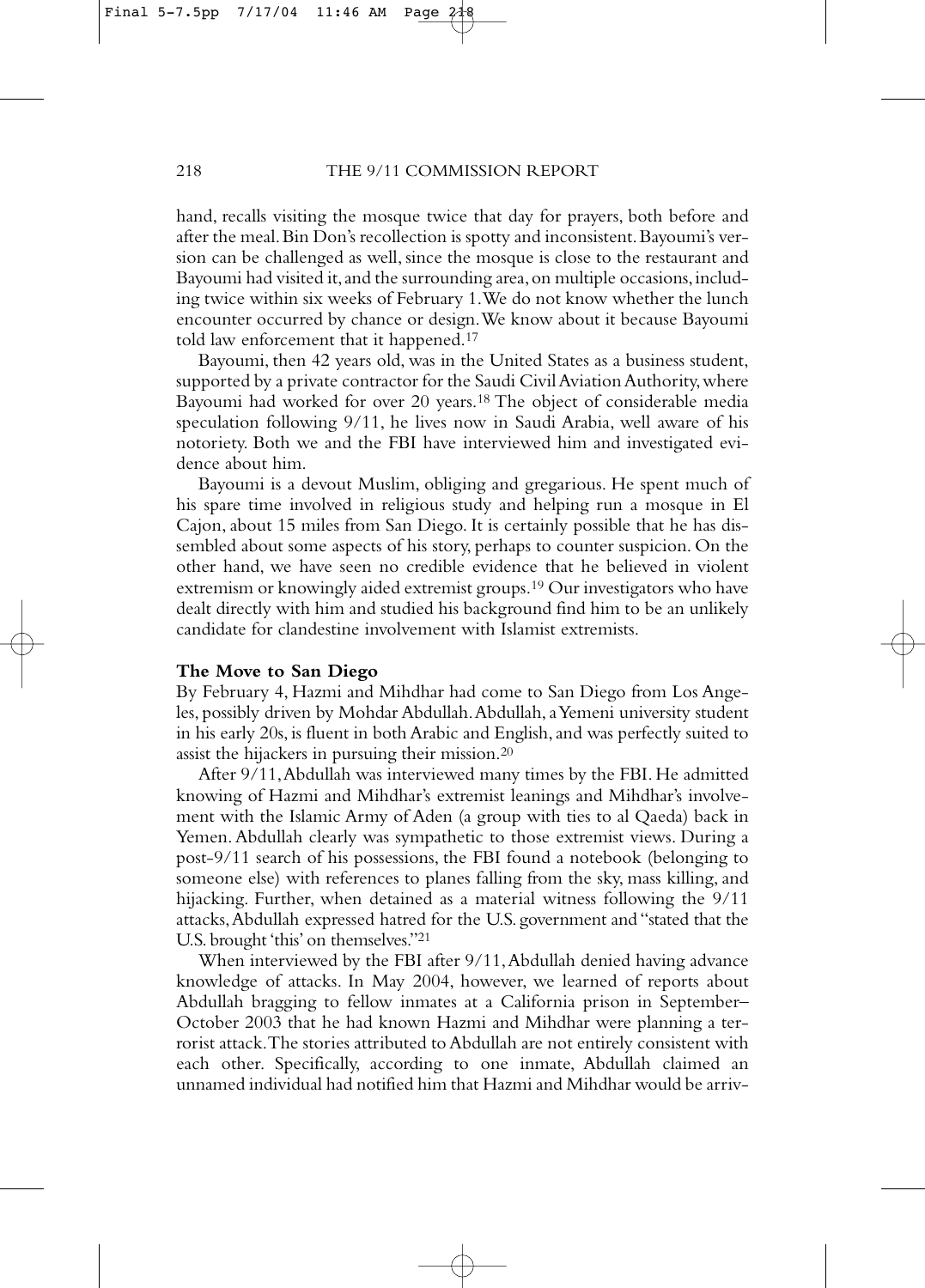hand, recalls visiting the mosque twice that day for prayers, both before and after the meal. Bin Don's recollection is spotty and inconsistent. Bayoumi's version can be challenged as well, since the mosque is close to the restaurant and Bayoumi had visited it, and the surrounding area, on multiple occasions, including twice within six weeks of February 1. We do not know whether the lunch encounter occurred by chance or design. We know about it because Bayoumi told law enforcement that it happened.[17]

Bayoumi, then 42 years old, was in the United States as a business student, supported by a private contractor for the Saudi Civil Aviation Authority, where Bayoumi had worked for over 20 years.[18] The object of considerable media speculation following 9/11, he lives now in Saudi Arabia, well aware of his notoriety. Both we and the FBI have interviewed him and investigated evidence about him.

Bayoumi is a devout Muslim, obliging and gregarious. He spent much of his spare time involved in religious study and helping run a mosque in El Cajon, about 15 miles from San Diego. It is certainly possible that he has dissembled about some aspects of his story, perhaps to counter suspicion. On the other hand, we have seen no credible evidence that he believed in violent extremism or knowingly aided extremist groups.[19] Our investigators who have dealt directly with him and studied his background find him to be an unlikely candidate for clandestine involvement with Islamist extremists.

**The Move to San Diego**

By February 4, Hazmi and Mihdhar had come to San Diego from Los Angeles, possibly driven by Mohdar Abdullah. Abdullah, a Yemeni university student in his early 20s, is fluent in both Arabic and English, and was perfectly suited to assist the hijackers in pursuing their mission.[20]

After 9/11, Abdullah was interviewed many times by the FBI. He admitted knowing of Hazmi and Mihdhar's extremist leanings and Mihdhar's involvement with the Islamic Army of Aden (a group with ties to al Qaeda) back in Yemen. Abdullah clearly was sympathetic to those extremist views. During a post-9/11 search of his possessions, the FBI found a notebook (belonging to someone else) with references to planes falling from the sky, mass killing, and hijacking. Further, when detained as a material witness following the 9/11 attacks, Abdullah expressed hatred for the U.S. government and "stated that the U.S. brought 'this' on themselves."[21]

When interviewed by the FBI after 9/11, Abdullah denied having advance knowledge of attacks. In May 2004, however, we learned of reports about Abdullah bragging to fellow inmates at a California prison in September–October 2003 that he had known Hazmi and Mihdhar were planning a terrorist attack. The stories attributed to Abdullah are not entirely consistent with each other. Specifically, according to one inmate, Abdullah claimed an unnamed individual had notified him that Hazmi and Mihdhar would be arriv-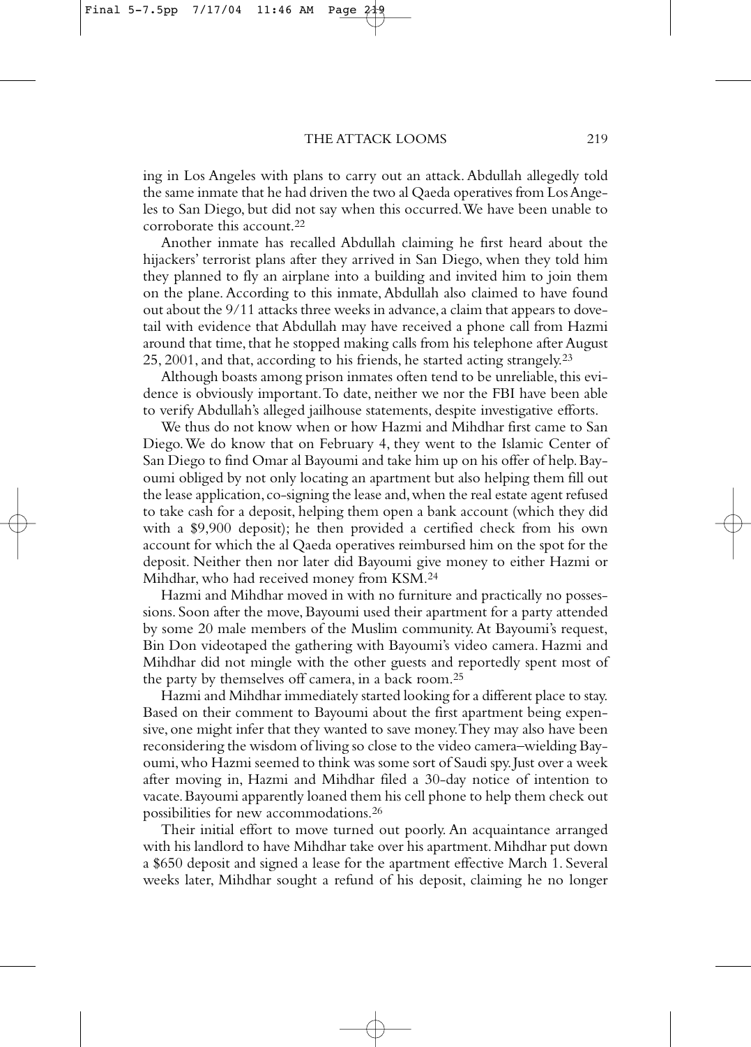ing in Los Angeles with plans to carry out an attack. Abdullah allegedly told the same inmate that he had driven the two al Qaeda operatives from Los Angeles to San Diego, but did not say when this occurred. We have been unable to corroborate this account.[22]

Another inmate has recalled Abdullah claiming he first heard about the hijackers' terrorist plans after they arrived in San Diego, when they told him they planned to fly an airplane into a building and invited him to join them on the plane. According to this inmate, Abdullah also claimed to have found out about the 9/11 attacks three weeks in advance, a claim that appears to dovetail with evidence that Abdullah may have received a phone call from Hazmi around that time, that he stopped making calls from his telephone after August 25, 2001, and that, according to his friends, he started acting strangely.[23]

Although boasts among prison inmates often tend to be unreliable, this evidence is obviously important. To date, neither we nor the FBI have been able to verify Abdullah's alleged jailhouse statements, despite investigative efforts.

We thus do not know when or how Hazmi and Mihdhar first came to San Diego. We do know that on February 4, they went to the Islamic Center of San Diego to find Omar al Bayoumi and take him up on his offer of help. Bayoumi obliged by not only locating an apartment but also helping them fill out the lease application, co-signing the lease and, when the real estate agent refused to take cash for a deposit, helping them open a bank account (which they did with a $9,900 deposit); he then provided a certified check from his own account for which the al Qaeda operatives reimbursed him on the spot for the deposit. Neither then nor later did Bayoumi give money to either Hazmi or Mihdhar, who had received money from KSM.[24]

Hazmi and Mihdhar moved in with no furniture and practically no possessions. Soon after the move, Bayoumi used their apartment for a party attended by some 20 male members of the Muslim community. At Bayoumi's request, Bin Don videotaped the gathering with Bayoumi's video camera. Hazmi and Mihdhar did not mingle with the other guests and reportedly spent most of the party by themselves off camera, in a back room.[25]

Hazmi and Mihdhar immediately started looking for a different place to stay. Based on their comment to Bayoumi about the first apartment being expensive, one might infer that they wanted to save money. They may also have been reconsidering the wisdom of living so close to the video camera–wielding Bayoumi, who Hazmi seemed to think was some sort of Saudi spy. Just over a week after moving in, Hazmi and Mihdhar filed a 30-day notice of intention to vacate. Bayoumi apparently loaned them his cell phone to help them check out possibilities for new accommodations.[26]

Their initial effort to move turned out poorly. An acquaintance arranged with his landlord to have Mihdhar take over his apartment. Mihdhar put down a $650 deposit and signed a lease for the apartment effective March 1. Several weeks later, Mihdhar sought a refund of his deposit, claiming he no longer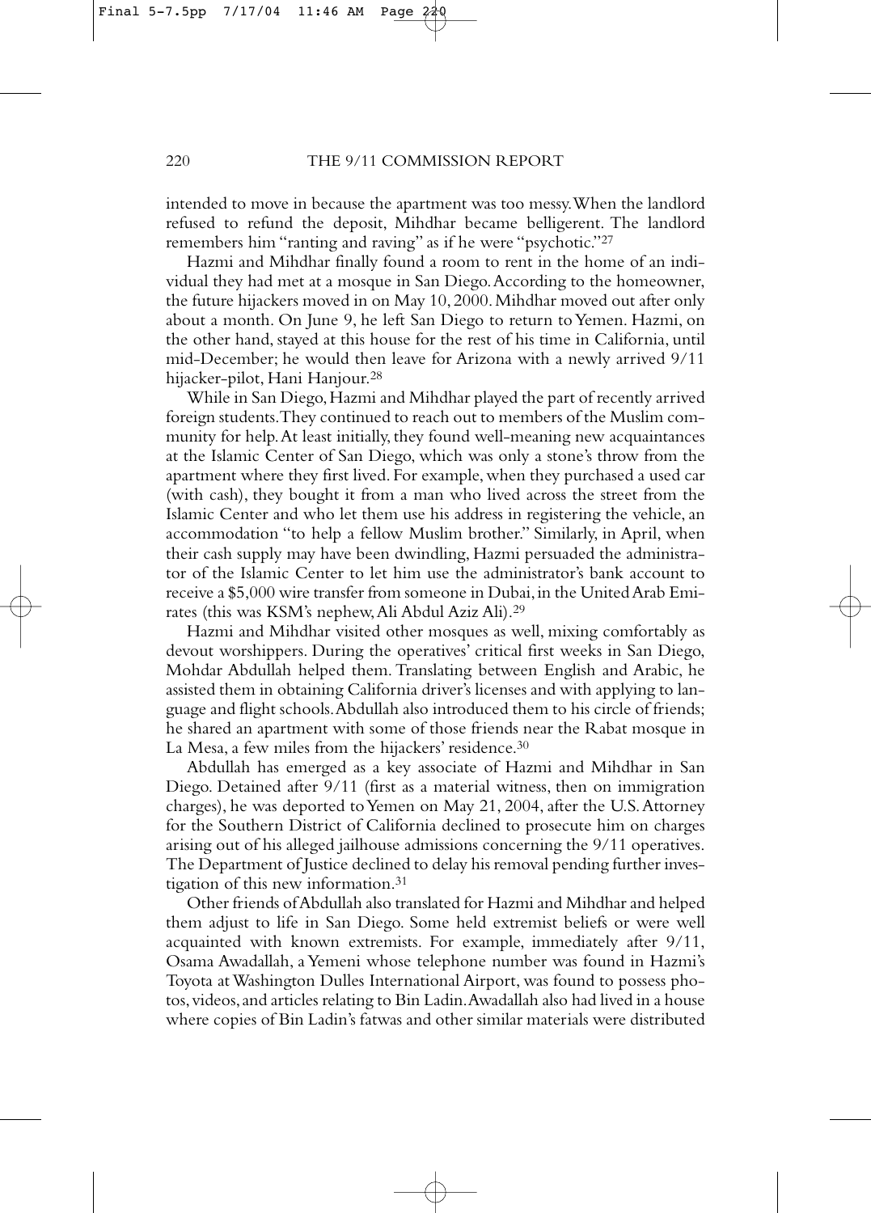intended to move in because the apartment was too messy. When the landlord refused to refund the deposit, Mihdhar became belligerent. The landlord remembers him "ranting and raving" as if he were "psychotic."[27]

Hazmi and Mihdhar finally found a room to rent in the home of an individual they had met at a mosque in San Diego. According to the homeowner, the future hijackers moved in on May 10, 2000. Mihdhar moved out after only about a month. On June 9, he left San Diego to return to Yemen. Hazmi, on the other hand, stayed at this house for the rest of his time in California, until mid-December; he would then leave for Arizona with a newly arrived 9/11 hijacker-pilot, Hani Hanjour.[28]

While in San Diego, Hazmi and Mihdhar played the part of recently arrived foreign students. They continued to reach out to members of the Muslim community for help. At least initially, they found well-meaning new acquaintances at the Islamic Center of San Diego, which was only a stone's throw from the apartment where they first lived. For example, when they purchased a used car (with cash), they bought it from a man who lived across the street from the Islamic Center and who let them use his address in registering the vehicle, an accommodation "to help a fellow Muslim brother." Similarly, in April, when their cash supply may have been dwindling, Hazmi persuaded the administrator of the Islamic Center to let him use the administrator's bank account to receive a $5,000 wire transfer from someone in Dubai, in the United Arab Emirates (this was KSM's nephew, Ali Abdul Aziz Ali).[29]

Hazmi and Mihdhar visited other mosques as well, mixing comfortably as devout worshippers. During the operatives' critical first weeks in San Diego, Mohdar Abdullah helped them. Translating between English and Arabic, he assisted them in obtaining California driver's licenses and with applying to language and flight schools. Abdullah also introduced them to his circle of friends; he shared an apartment with some of those friends near the Rabat mosque in La Mesa, a few miles from the hijackers' residence.[30]

Abdullah has emerged as a key associate of Hazmi and Mihdhar in San Diego. Detained after 9/11 (first as a material witness, then on immigration charges), he was deported to Yemen on May 21, 2004, after the U.S. Attorney for the Southern District of California declined to prosecute him on charges arising out of his alleged jailhouse admissions concerning the 9/11 operatives. The Department of Justice declined to delay his removal pending further investigation of this new information.[31]

Other friends of Abdullah also translated for Hazmi and Mihdhar and helped them adjust to life in San Diego. Some held extremist beliefs or were well acquainted with known extremists. For example, immediately after 9/11, Osama Awadallah, a Yemeni whose telephone number was found in Hazmi's Toyota at Washington Dulles International Airport, was found to possess photos, videos, and articles relating to Bin Ladin. Awadallah also had lived in a house where copies of Bin Ladin's fatwas and other similar materials were distributed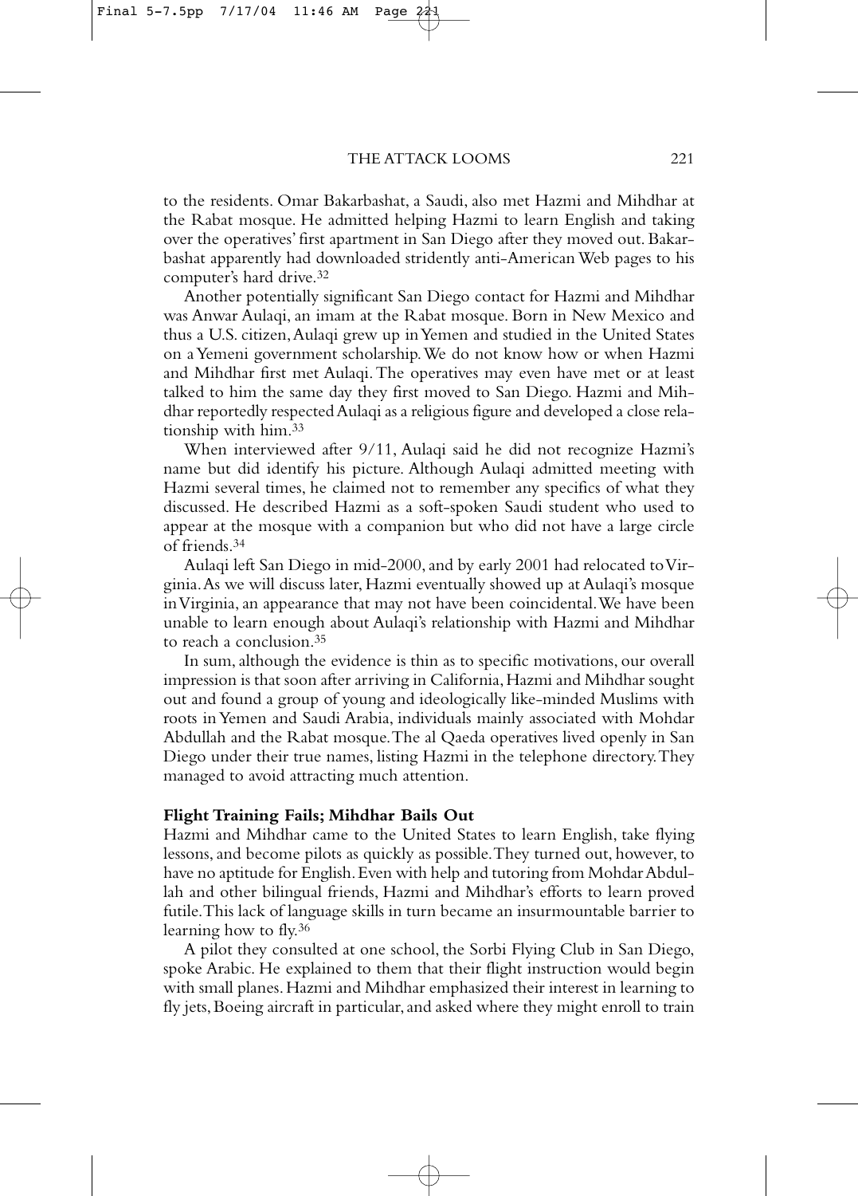to the residents. Omar Bakarbashat, a Saudi, also met Hazmi and Mihdhar at the Rabat mosque. He admitted helping Hazmi to learn English and taking over the operatives' first apartment in San Diego after they moved out. Bakarbashat apparently had downloaded stridently anti-American Web pages to his computer's hard drive.[32]

Another potentially significant San Diego contact for Hazmi and Mihdhar was Anwar Aulaqi, an imam at the Rabat mosque. Born in New Mexico and thus a U.S. citizen, Aulaqi grew up in Yemen and studied in the United States on a Yemeni government scholarship. We do not know how or when Hazmi and Mihdhar first met Aulaqi. The operatives may even have met or at least talked to him the same day they first moved to San Diego. Hazmi and Mihdhar reportedly respected Aulaqi as a religious figure and developed a close relationship with him.[33]

When interviewed after 9/11, Aulaqi said he did not recognize Hazmi's name but did identify his picture. Although Aulaqi admitted meeting with Hazmi several times, he claimed not to remember any specifics of what they discussed. He described Hazmi as a soft-spoken Saudi student who used to appear at the mosque with a companion but who did not have a large circle of friends.[34]

Aulaqi left San Diego in mid-2000, and by early 2001 had relocated to Virginia. As we will discuss later, Hazmi eventually showed up at Aulaqi's mosque in Virginia, an appearance that may not have been coincidental. We have been unable to learn enough about Aulaqi's relationship with Hazmi and Mihdhar to reach a conclusion.[35]

In sum, although the evidence is thin as to specific motivations, our overall impression is that soon after arriving in California, Hazmi and Mihdhar sought out and found a group of young and ideologically like-minded Muslims with roots in Yemen and Saudi Arabia, individuals mainly associated with Mohdar Abdullah and the Rabat mosque. The al Qaeda operatives lived openly in San Diego under their true names, listing Hazmi in the telephone directory. They managed to avoid attracting much attention.

**Flight Training Fails; Mihdhar Bails Out**

Hazmi and Mihdhar came to the United States to learn English, take flying lessons, and become pilots as quickly as possible. They turned out, however, to have no aptitude for English. Even with help and tutoring from Mohdar Abdullah and other bilingual friends, Hazmi and Mihdhar's efforts to learn proved futile. This lack of language skills in turn became an insurmountable barrier to learning how to fly.[36]

A pilot they consulted at one school, the Sorbi Flying Club in San Diego, spoke Arabic. He explained to them that their flight instruction would begin with small planes. Hazmi and Mihdhar emphasized their interest in learning to fly jets, Boeing aircraft in particular, and asked where they might enroll to train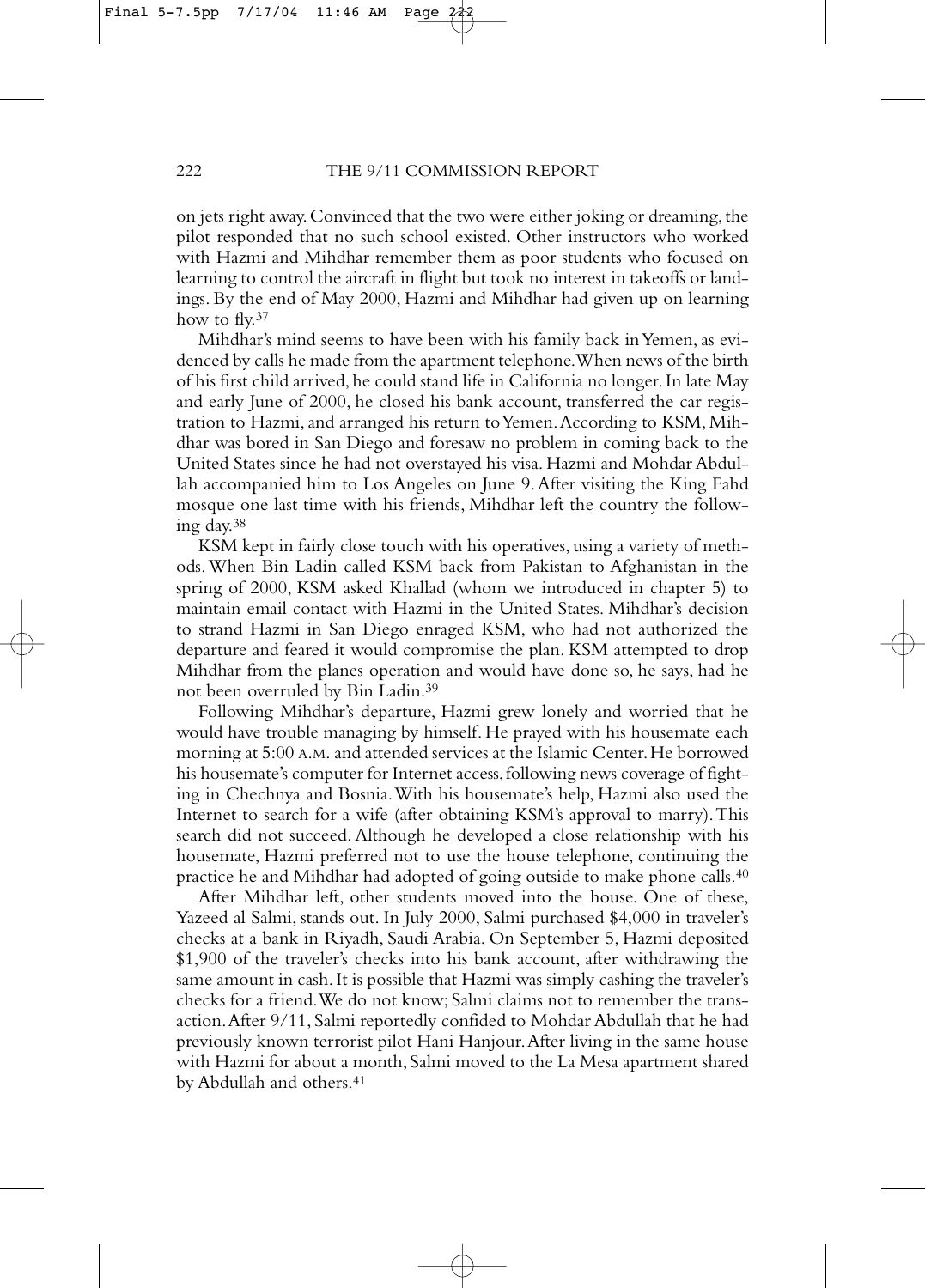on jets right away. Convinced that the two were either joking or dreaming, the pilot responded that no such school existed. Other instructors who worked with Hazmi and Mihdhar remember them as poor students who focused on learning to control the aircraft in flight but took no interest in takeoffs or landings. By the end of May 2000, Hazmi and Mihdhar had given up on learning how to fly.[37]

Mihdhar's mind seems to have been with his family back in Yemen, as evidenced by calls he made from the apartment telephone. When news of the birth of his first child arrived, he could stand life in California no longer. In late May and early June of 2000, he closed his bank account, transferred the car registration to Hazmi, and arranged his return to Yemen. According to KSM, Mihdhar was bored in San Diego and foresaw no problem in coming back to the United States since he had not overstayed his visa. Hazmi and Mohdar Abdullah accompanied him to Los Angeles on June 9. After visiting the King Fahd mosque one last time with his friends, Mihdhar left the country the following day.[38]

KSM kept in fairly close touch with his operatives, using a variety of methods. When Bin Ladin called KSM back from Pakistan to Afghanistan in the spring of 2000, KSM asked Khallad (whom we introduced in chapter 5) to maintain email contact with Hazmi in the United States. Mihdhar's decision to strand Hazmi in San Diego enraged KSM, who had not authorized the departure and feared it would compromise the plan. KSM attempted to drop Mihdhar from the planes operation and would have done so, he says, had he not been overruled by Bin Ladin.[39]

Following Mihdhar's departure, Hazmi grew lonely and worried that he would have trouble managing by himself. He prayed with his housemate each morning at 5:00 A.M. and attended services at the Islamic Center. He borrowed his housemate's computer for Internet access, following news coverage of fighting in Chechnya and Bosnia. With his housemate's help, Hazmi also used the Internet to search for a wife (after obtaining KSM's approval to marry). This search did not succeed. Although he developed a close relationship with his housemate, Hazmi preferred not to use the house telephone, continuing the practice he and Mihdhar had adopted of going outside to make phone calls.[40]

After Mihdhar left, other students moved into the house. One of these, Yazeed al Salmi, stands out. In July 2000, Salmi purchased $4,000 in traveler's checks at a bank in Riyadh, Saudi Arabia. On September 5, Hazmi deposited $1,900 of the traveler's checks into his bank account, after withdrawing the same amount in cash. It is possible that Hazmi was simply cashing the traveler's checks for a friend. We do not know; Salmi claims not to remember the transaction. After 9/11, Salmi reportedly confided to Mohdar Abdullah that he had previously known terrorist pilot Hani Hanjour. After living in the same house with Hazmi for about a month, Salmi moved to the La Mesa apartment shared by Abdullah and others.[41]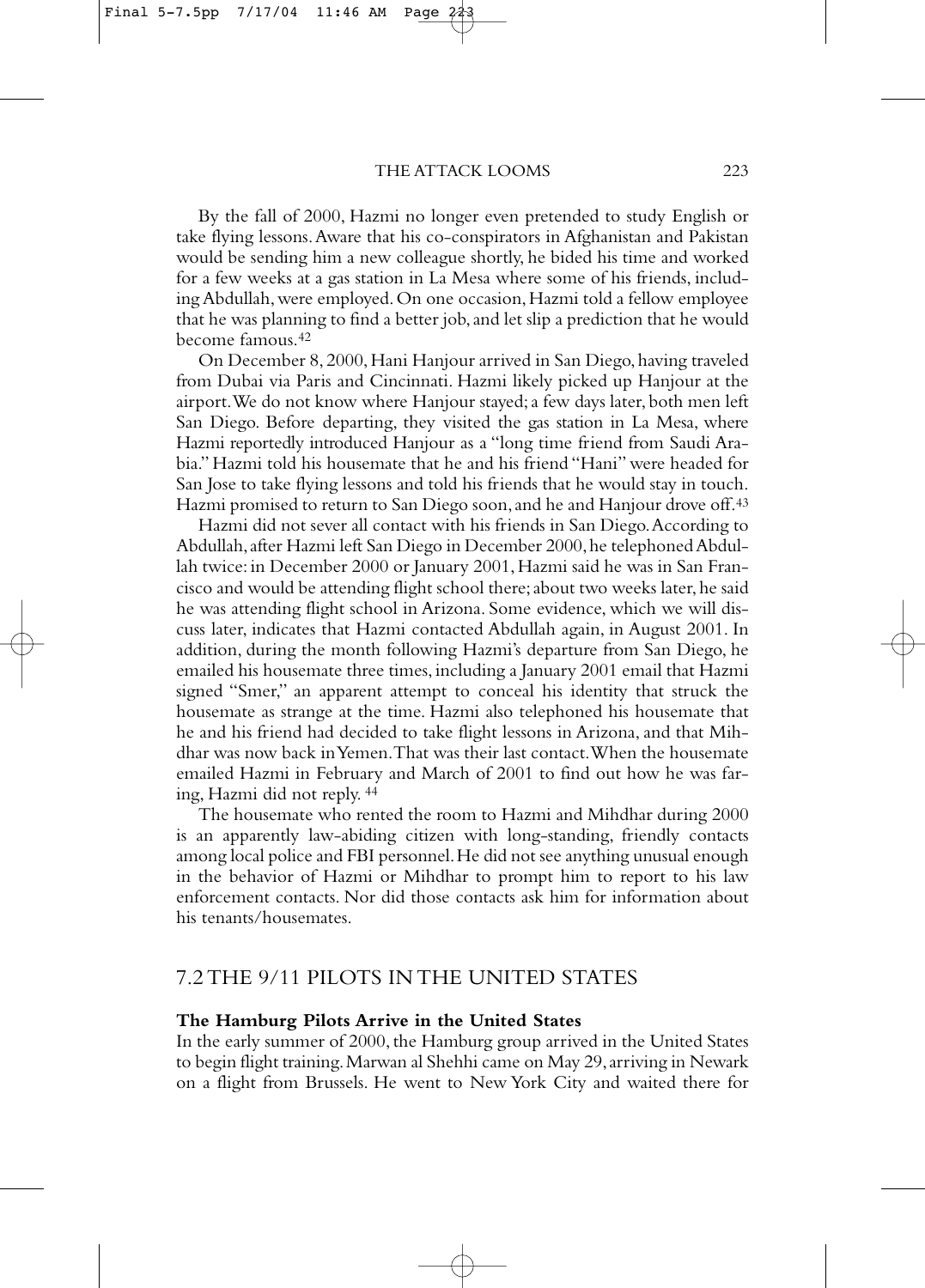By the fall of 2000, Hazmi no longer even pretended to study English or take flying lessons. Aware that his co-conspirators in Afghanistan and Pakistan would be sending him a new colleague shortly, he bided his time and worked for a few weeks at a gas station in La Mesa where some of his friends, including Abdullah, were employed. On one occasion, Hazmi told a fellow employee that he was planning to find a better job, and let slip a prediction that he would become famous.[42]

On December 8, 2000, Hani Hanjour arrived in San Diego, having traveled from Dubai via Paris and Cincinnati. Hazmi likely picked up Hanjour at the airport. We do not know where Hanjour stayed; a few days later, both men left San Diego. Before departing, they visited the gas station in La Mesa, where Hazmi reportedly introduced Hanjour as a "long time friend from Saudi Arabia." Hazmi told his housemate that he and his friend "Hani" were headed for San Jose to take flying lessons and told his friends that he would stay in touch. Hazmi promised to return to San Diego soon, and he and Hanjour drove off.[43]

Hazmi did not sever all contact with his friends in San Diego. According to Abdullah, after Hazmi left San Diego in December 2000, he telephoned Abdullah twice: in December 2000 or January 2001, Hazmi said he was in San Francisco and would be attending flight school there; about two weeks later, he said he was attending flight school in Arizona. Some evidence, which we will discuss later, indicates that Hazmi contacted Abdullah again, in August 2001. In addition, during the month following Hazmi's departure from San Diego, he emailed his housemate three times, including a January 2001 email that Hazmi signed "Smer," an apparent attempt to conceal his identity that struck the housemate as strange at the time. Hazmi also telephoned his housemate that he and his friend had decided to take flight lessons in Arizona, and that Mihdhar was now back in Yemen. That was their last contact. When the housemate emailed Hazmi in February and March of 2001 to find out how he was faring, Hazmi did not reply.[44]

The housemate who rented the room to Hazmi and Mihdhar during 2000 is an apparently law-abiding citizen with long-standing, friendly contacts among local police and FBI personnel. He did not see anything unusual enough in the behavior of Hazmi or Mihdhar to prompt him to report to his law enforcement contacts. Nor did those contacts ask him for information about his tenants/housemates.

## 7.2 THE 9/11 PILOTS IN THE UNITED STATES

### The Hamburg Pilots Arrive in the United States

In the early summer of 2000, the Hamburg group arrived in the United States to begin flight training. Marwan al Shehhi came on May 29, arriving in Newark on a flight from Brussels. He went to New York City and waited there for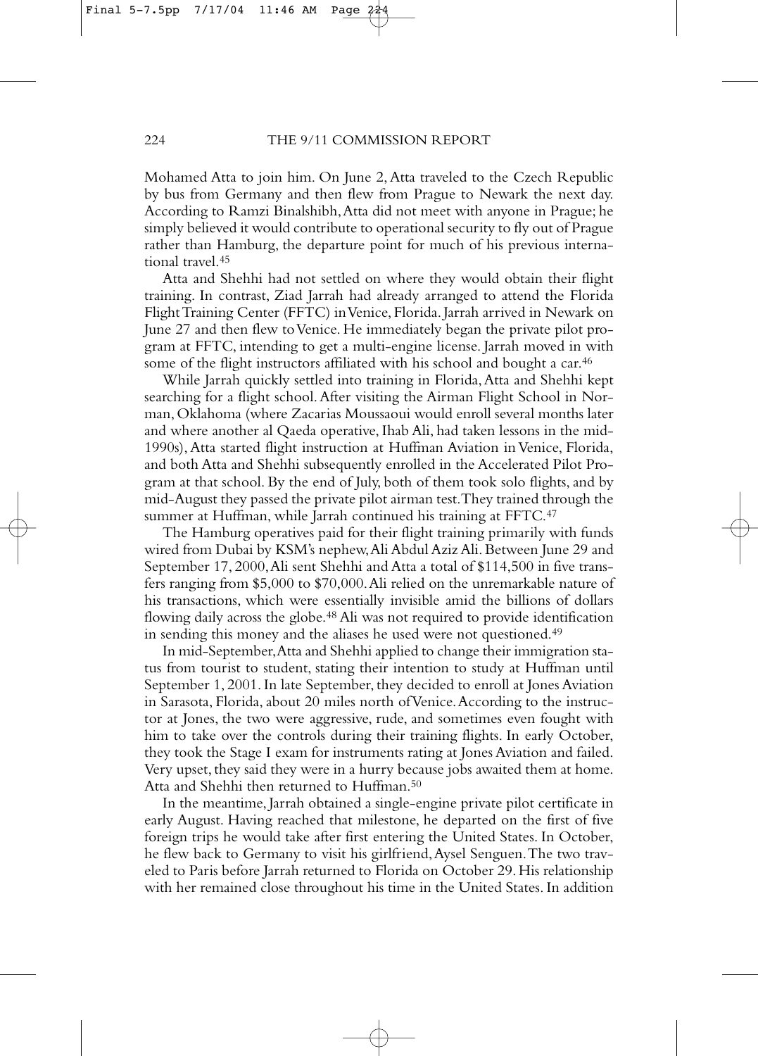Mohamed Atta to join him. On June 2, Atta traveled to the Czech Republic by bus from Germany and then flew from Prague to Newark the next day. According to Ramzi Binalshibh, Atta did not meet with anyone in Prague; he simply believed it would contribute to operational security to fly out of Prague rather than Hamburg, the departure point for much of his previous international travel.[45]

Atta and Shehhi had not settled on where they would obtain their flight training. In contrast, Ziad Jarrah had already arranged to attend the Florida Flight Training Center (FFTC) in Venice, Florida. Jarrah arrived in Newark on June 27 and then flew to Venice. He immediately began the private pilot program at FFTC, intending to get a multi-engine license. Jarrah moved in with some of the flight instructors affiliated with his school and bought a car.[46]

While Jarrah quickly settled into training in Florida, Atta and Shehhi kept searching for a flight school. After visiting the Airman Flight School in Norman, Oklahoma (where Zacarias Moussaoui would enroll several months later and where another al Qaeda operative, Ihab Ali, had taken lessons in the mid-1990s), Atta started flight instruction at Huffman Aviation in Venice, Florida, and both Atta and Shehhi subsequently enrolled in the Accelerated Pilot Program at that school. By the end of July, both of them took solo flights, and by mid-August they passed the private pilot airman test. They trained through the summer at Huffman, while Jarrah continued his training at FFTC.[47]

The Hamburg operatives paid for their flight training primarily with funds wired from Dubai by KSM's nephew, Ali Abdul Aziz Ali. Between June 29 and September 17, 2000, Ali sent Shehhi and Atta a total of $114,500 in five transfers ranging from $5,000 to $70,000. Ali relied on the unremarkable nature of his transactions, which were essentially invisible amid the billions of dollars flowing daily across the globe.[48] Ali was not required to provide identification in sending this money and the aliases he used were not questioned.[49]

In mid-September, Atta and Shehhi applied to change their immigration status from tourist to student, stating their intention to study at Huffman until September 1, 2001. In late September, they decided to enroll at Jones Aviation in Sarasota, Florida, about 20 miles north of Venice. According to the instructor at Jones, the two were aggressive, rude, and sometimes even fought with him to take over the controls during their training flights. In early October, they took the Stage I exam for instruments rating at Jones Aviation and failed. Very upset, they said they were in a hurry because jobs awaited them at home. Atta and Shehhi then returned to Huffman.[50]

In the meantime, Jarrah obtained a single-engine private pilot certificate in early August. Having reached that milestone, he departed on the first of five foreign trips he would take after first entering the United States. In October, he flew back to Germany to visit his girlfriend, Aysel Senguen. The two traveled to Paris before Jarrah returned to Florida on October 29. His relationship with her remained close throughout his time in the United States. In addition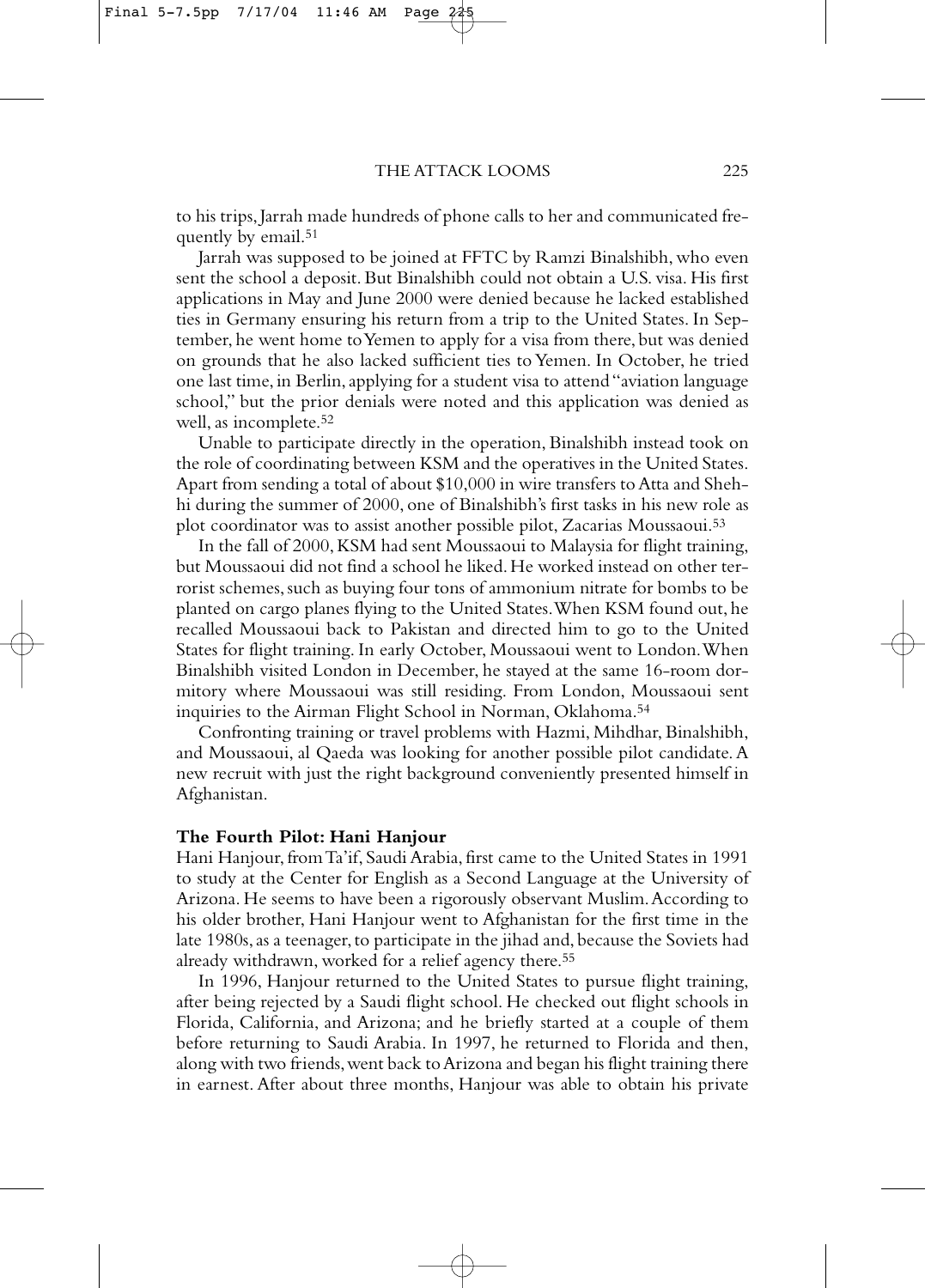to his trips, Jarrah made hundreds of phone calls to her and communicated frequently by email.[51]

Jarrah was supposed to be joined at FFTC by Ramzi Binalshibh, who even sent the school a deposit. But Binalshibh could not obtain a U.S. visa. His first applications in May and June 2000 were denied because he lacked established ties in Germany ensuring his return from a trip to the United States. In September, he went home to Yemen to apply for a visa from there, but was denied on grounds that he also lacked sufficient ties to Yemen. In October, he tried one last time, in Berlin, applying for a student visa to attend "aviation language school," but the prior denials were noted and this application was denied as well, as incomplete.[52]

Unable to participate directly in the operation, Binalshibh instead took on the role of coordinating between KSM and the operatives in the United States. Apart from sending a total of about $10,000 in wire transfers to Atta and Shehhi during the summer of 2000, one of Binalshibh's first tasks in his new role as plot coordinator was to assist another possible pilot, Zacarias Moussaoui.[53]

In the fall of 2000, KSM had sent Moussaoui to Malaysia for flight training, but Moussaoui did not find a school he liked. He worked instead on other terrorist schemes, such as buying four tons of ammonium nitrate for bombs to be planted on cargo planes flying to the United States. When KSM found out, he recalled Moussaoui back to Pakistan and directed him to go to the United States for flight training. In early October, Moussaoui went to London. When Binalshibh visited London in December, he stayed at the same 16-room dormitory where Moussaoui was still residing. From London, Moussaoui sent inquiries to the Airman Flight School in Norman, Oklahoma.[54]

Confronting training or travel problems with Hazmi, Mihdhar, Binalshibh, and Moussaoui, al Qaeda was looking for another possible pilot candidate. A new recruit with just the right background conveniently presented himself in Afghanistan.

**The Fourth Pilot: Hani Hanjour**

Hani Hanjour, from Ta'if, Saudi Arabia, first came to the United States in 1991 to study at the Center for English as a Second Language at the University of Arizona. He seems to have been a rigorously observant Muslim. According to his older brother, Hani Hanjour went to Afghanistan for the first time in the late 1980s, as a teenager, to participate in the jihad and, because the Soviets had already withdrawn, worked for a relief agency there.[55]

In 1996, Hanjour returned to the United States to pursue flight training, after being rejected by a Saudi flight school. He checked out flight schools in Florida, California, and Arizona; and he briefly started at a couple of them before returning to Saudi Arabia. In 1997, he returned to Florida and then, along with two friends, went back to Arizona and began his flight training there in earnest. After about three months, Hanjour was able to obtain his private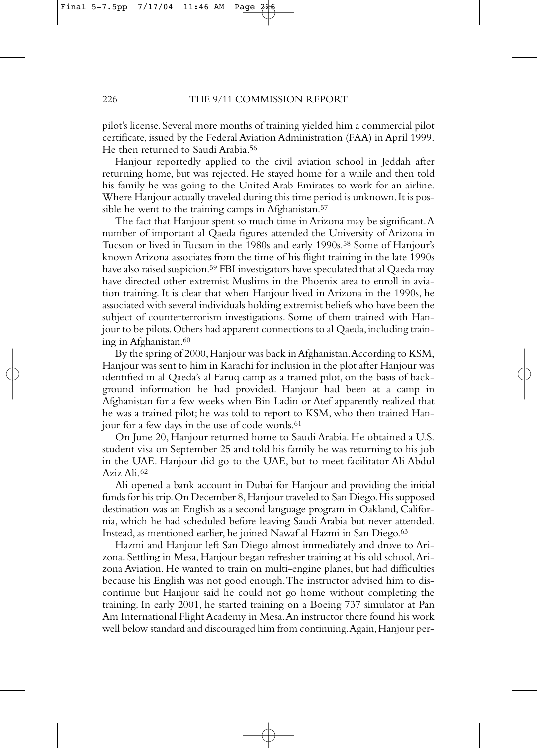pilot's license. Several more months of training yielded him a commercial pilot certificate, issued by the Federal Aviation Administration (FAA) in April 1999. He then returned to Saudi Arabia.[56]

Hanjour reportedly applied to the civil aviation school in Jeddah after returning home, but was rejected. He stayed home for a while and then told his family he was going to the United Arab Emirates to work for an airline. Where Hanjour actually traveled during this time period is unknown. It is possible he went to the training camps in Afghanistan.[57]

The fact that Hanjour spent so much time in Arizona may be significant. A number of important al Qaeda figures attended the University of Arizona in Tucson or lived in Tucson in the 1980s and early 1990s.[58] Some of Hanjour's known Arizona associates from the time of his flight training in the late 1990s have also raised suspicion.[59] FBI investigators have speculated that al Qaeda may have directed other extremist Muslims in the Phoenix area to enroll in aviation training. It is clear that when Hanjour lived in Arizona in the 1990s, he associated with several individuals holding extremist beliefs who have been the subject of counterterrorism investigations. Some of them trained with Hanjour to be pilots. Others had apparent connections to al Qaeda, including training in Afghanistan.[60]

By the spring of 2000, Hanjour was back in Afghanistan. According to KSM, Hanjour was sent to him in Karachi for inclusion in the plot after Hanjour was identified in al Qaeda's al Faruq camp as a trained pilot, on the basis of background information he had provided. Hanjour had been at a camp in Afghanistan for a few weeks when Bin Ladin or Atef apparently realized that he was a trained pilot; he was told to report to KSM, who then trained Hanjour for a few days in the use of code words.[61]

On June 20, Hanjour returned home to Saudi Arabia. He obtained a U.S. student visa on September 25 and told his family he was returning to his job in the UAE. Hanjour did go to the UAE, but to meet facilitator Ali Abdul Aziz Ali.[62]

Ali opened a bank account in Dubai for Hanjour and providing the initial funds for his trip. On December 8, Hanjour traveled to San Diego. His supposed destination was an English as a second language program in Oakland, California, which he had scheduled before leaving Saudi Arabia but never attended. Instead, as mentioned earlier, he joined Nawaf al Hazmi in San Diego.[63]

Hazmi and Hanjour left San Diego almost immediately and drove to Arizona. Settling in Mesa, Hanjour began refresher training at his old school, Arizona Aviation. He wanted to train on multi-engine planes, but had difficulties because his English was not good enough. The instructor advised him to discontinue but Hanjour said he could not go home without completing the training. In early 2001, he started training on a Boeing 737 simulator at Pan Am International Flight Academy in Mesa. An instructor there found his work well below standard and discouraged him from continuing. Again, Hanjour per-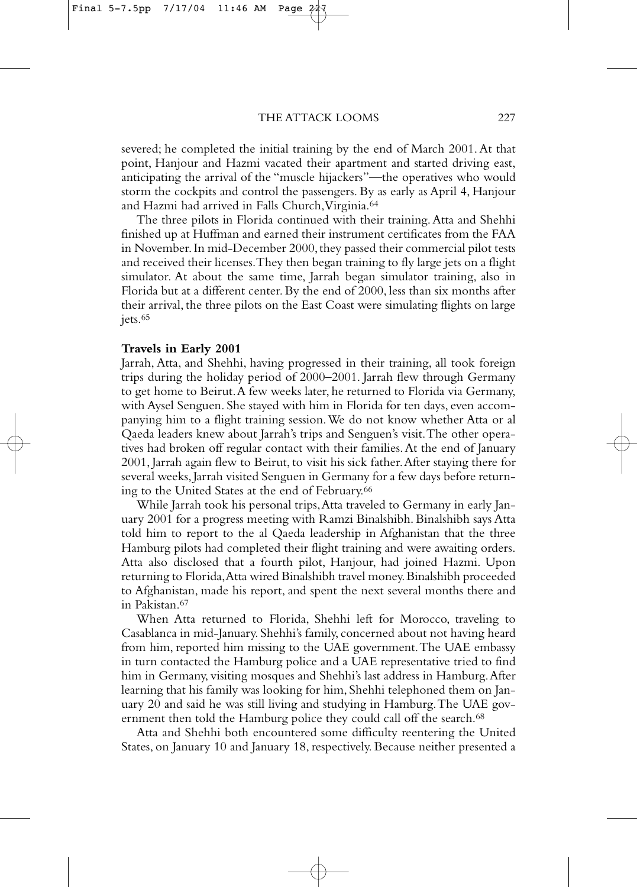severed; he completed the initial training by the end of March 2001. At that point, Hanjour and Hazmi vacated their apartment and started driving east, anticipating the arrival of the "muscle hijackers"—the operatives who would storm the cockpits and control the passengers. By as early as April 4, Hanjour and Hazmi had arrived in Falls Church, Virginia.[64]

The three pilots in Florida continued with their training. Atta and Shehhi finished up at Huffman and earned their instrument certificates from the FAA in November. In mid-December 2000, they passed their commercial pilot tests and received their licenses. They then began training to fly large jets on a flight simulator. At about the same time, Jarrah began simulator training, also in Florida but at a different center. By the end of 2000, less than six months after their arrival, the three pilots on the East Coast were simulating flights on large jets.[65]

**Travels in Early 2001**

Jarrah, Atta, and Shehhi, having progressed in their training, all took foreign trips during the holiday period of 2000–2001. Jarrah flew through Germany to get home to Beirut. A few weeks later, he returned to Florida via Germany, with Aysel Senguen. She stayed with him in Florida for ten days, even accompanying him to a flight training session. We do not know whether Atta or al Qaeda leaders knew about Jarrah's trips and Senguen's visit. The other operatives had broken off regular contact with their families. At the end of January 2001, Jarrah again flew to Beirut, to visit his sick father. After staying there for several weeks, Jarrah visited Senguen in Germany for a few days before returning to the United States at the end of February.[66]

While Jarrah took his personal trips, Atta traveled to Germany in early January 2001 for a progress meeting with Ramzi Binalshibh. Binalshibh says Atta told him to report to the al Qaeda leadership in Afghanistan that the three Hamburg pilots had completed their flight training and were awaiting orders. Atta also disclosed that a fourth pilot, Hanjour, had joined Hazmi. Upon returning to Florida, Atta wired Binalshibh travel money. Binalshibh proceeded to Afghanistan, made his report, and spent the next several months there and in Pakistan.[67]

When Atta returned to Florida, Shehhi left for Morocco, traveling to Casablanca in mid-January. Shehhi's family, concerned about not having heard from him, reported him missing to the UAE government. The UAE embassy in turn contacted the Hamburg police and a UAE representative tried to find him in Germany, visiting mosques and Shehhi's last address in Hamburg. After learning that his family was looking for him, Shehhi telephoned them on January 20 and said he was still living and studying in Hamburg. The UAE government then told the Hamburg police they could call off the search.[68]

Atta and Shehhi both encountered some difficulty reentering the United States, on January 10 and January 18, respectively. Because neither presented a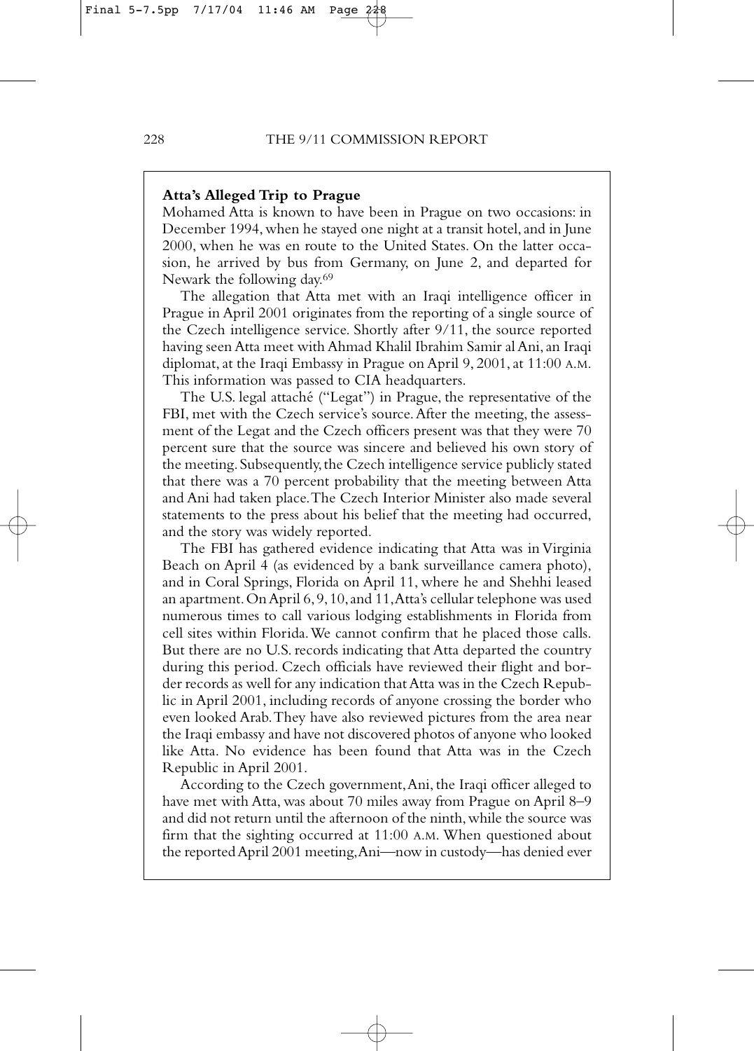**Atta's Alleged Trip to Prague**

Mohamed Atta is known to have been in Prague on two occasions: in December 1994, when he stayed one night at a transit hotel, and in June 2000, when he was en route to the United States. On the latter occasion, he arrived by bus from Germany, on June 2, and departed for Newark the following day.[69]

The allegation that Atta met with an Iraqi intelligence officer in Prague in April 2001 originates from the reporting of a single source of the Czech intelligence service. Shortly after 9/11, the source reported having seen Atta meet with Ahmad Khalil Ibrahim Samir al Ani, an Iraqi diplomat, at the Iraqi Embassy in Prague on April 9, 2001, at 11:00 A.M. This information was passed to CIA headquarters.

The U.S. legal attaché ("Legat") in Prague, the representative of the FBI, met with the Czech service's source. After the meeting, the assessment of the Legat and the Czech officers present was that they were 70 percent sure that the source was sincere and believed his own story of the meeting. Subsequently, the Czech intelligence service publicly stated that there was a 70 percent probability that the meeting between Atta and Ani had taken place. The Czech Interior Minister also made several statements to the press about his belief that the meeting had occurred, and the story was widely reported.

The FBI has gathered evidence indicating that Atta was in Virginia Beach on April 4 (as evidenced by a bank surveillance camera photo), and in Coral Springs, Florida on April 11, where he and Shehhi leased an apartment. On April 6, 9, 10, and 11, Atta's cellular telephone was used numerous times to call various lodging establishments in Florida from cell sites within Florida. We cannot confirm that he placed those calls. But there are no U.S. records indicating that Atta departed the country during this period. Czech officials have reviewed their flight and border records as well for any indication that Atta was in the Czech Republic in April 2001, including records of anyone crossing the border who even looked Arab. They have also reviewed pictures from the area near the Iraqi embassy and have not discovered photos of anyone who looked like Atta. No evidence has been found that Atta was in the Czech Republic in April 2001.

According to the Czech government, Ani, the Iraqi officer alleged to have met with Atta, was about 70 miles away from Prague on April 8–9 and did not return until the afternoon of the ninth, while the source was firm that the sighting occurred at 11:00 A.M. When questioned about the reported April 2001 meeting, Ani—now in custody—has denied ever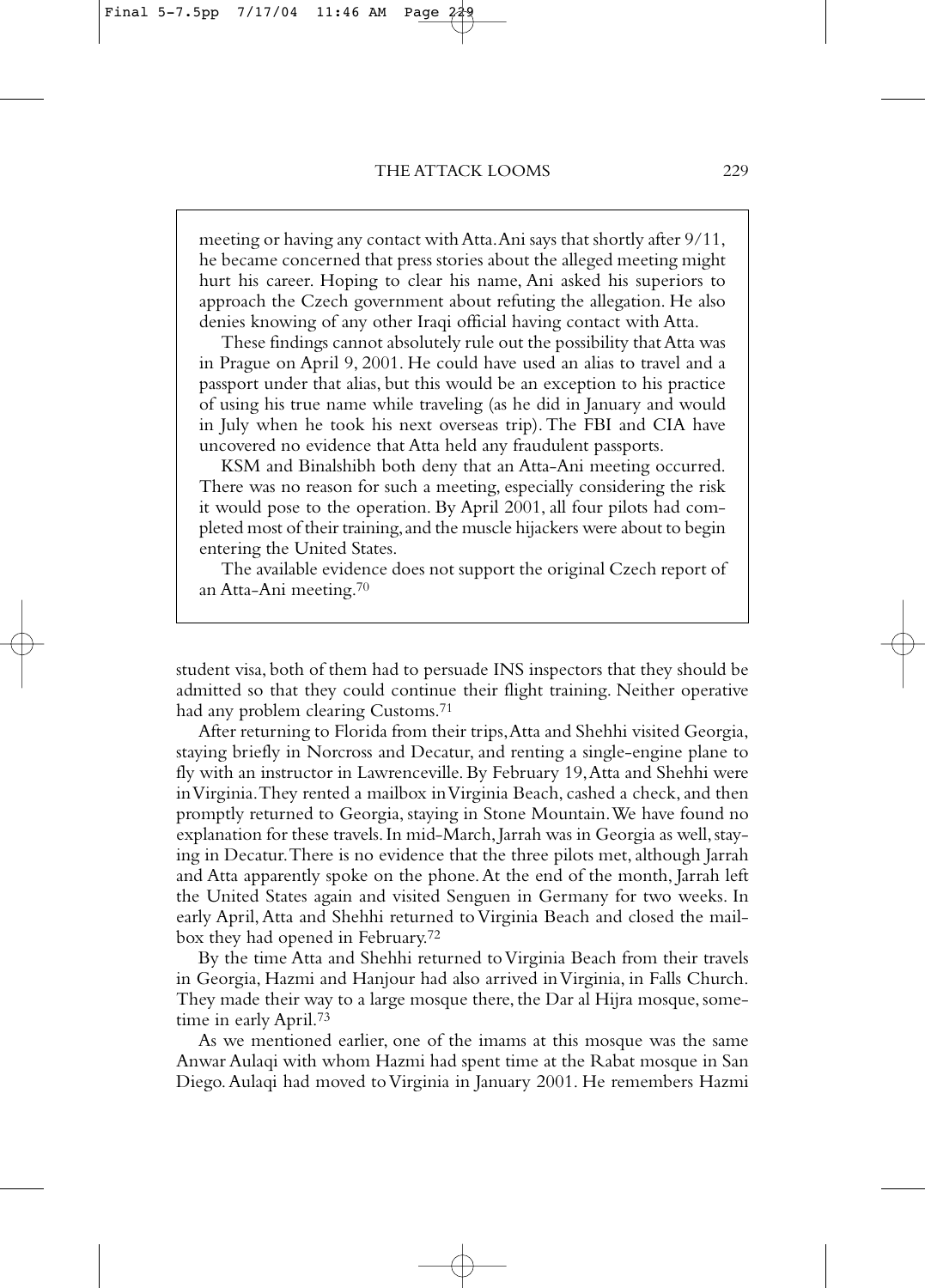meeting or having any contact with Atta. Ani says that shortly after 9/11, he became concerned that press stories about the alleged meeting might hurt his career. Hoping to clear his name, Ani asked his superiors to approach the Czech government about refuting the allegation. He also denies knowing of any other Iraqi official having contact with Atta.

These findings cannot absolutely rule out the possibility that Atta was in Prague on April 9, 2001. He could have used an alias to travel and a passport under that alias, but this would be an exception to his practice of using his true name while traveling (as he did in January and would in July when he took his next overseas trip). The FBI and CIA have uncovered no evidence that Atta held any fraudulent passports.

KSM and Binalshibh both deny that an Atta-Ani meeting occurred. There was no reason for such a meeting, especially considering the risk it would pose to the operation. By April 2001, all four pilots had completed most of their training, and the muscle hijackers were about to begin entering the United States.

The available evidence does not support the original Czech report of an Atta-Ani meeting.[70]

student visa, both of them had to persuade INS inspectors that they should be admitted so that they could continue their flight training. Neither operative had any problem clearing Customs.[71]

After returning to Florida from their trips, Atta and Shehhi visited Georgia, staying briefly in Norcross and Decatur, and renting a single-engine plane to fly with an instructor in Lawrenceville. By February 19, Atta and Shehhi were in Virginia. They rented a mailbox in Virginia Beach, cashed a check, and then promptly returned to Georgia, staying in Stone Mountain. We have found no explanation for these travels. In mid-March, Jarrah was in Georgia as well, staying in Decatur. There is no evidence that the three pilots met, although Jarrah and Atta apparently spoke on the phone. At the end of the month, Jarrah left the United States again and visited Senguen in Germany for two weeks. In early April, Atta and Shehhi returned to Virginia Beach and closed the mailbox they had opened in February.[72]

By the time Atta and Shehhi returned to Virginia Beach from their travels in Georgia, Hazmi and Hanjour had also arrived in Virginia, in Falls Church. They made their way to a large mosque there, the Dar al Hijra mosque, sometime in early April.[73]

As we mentioned earlier, one of the imams at this mosque was the same Anwar Aulaqi with whom Hazmi had spent time at the Rabat mosque in San Diego. Aulaqi had moved to Virginia in January 2001. He remembers Hazmi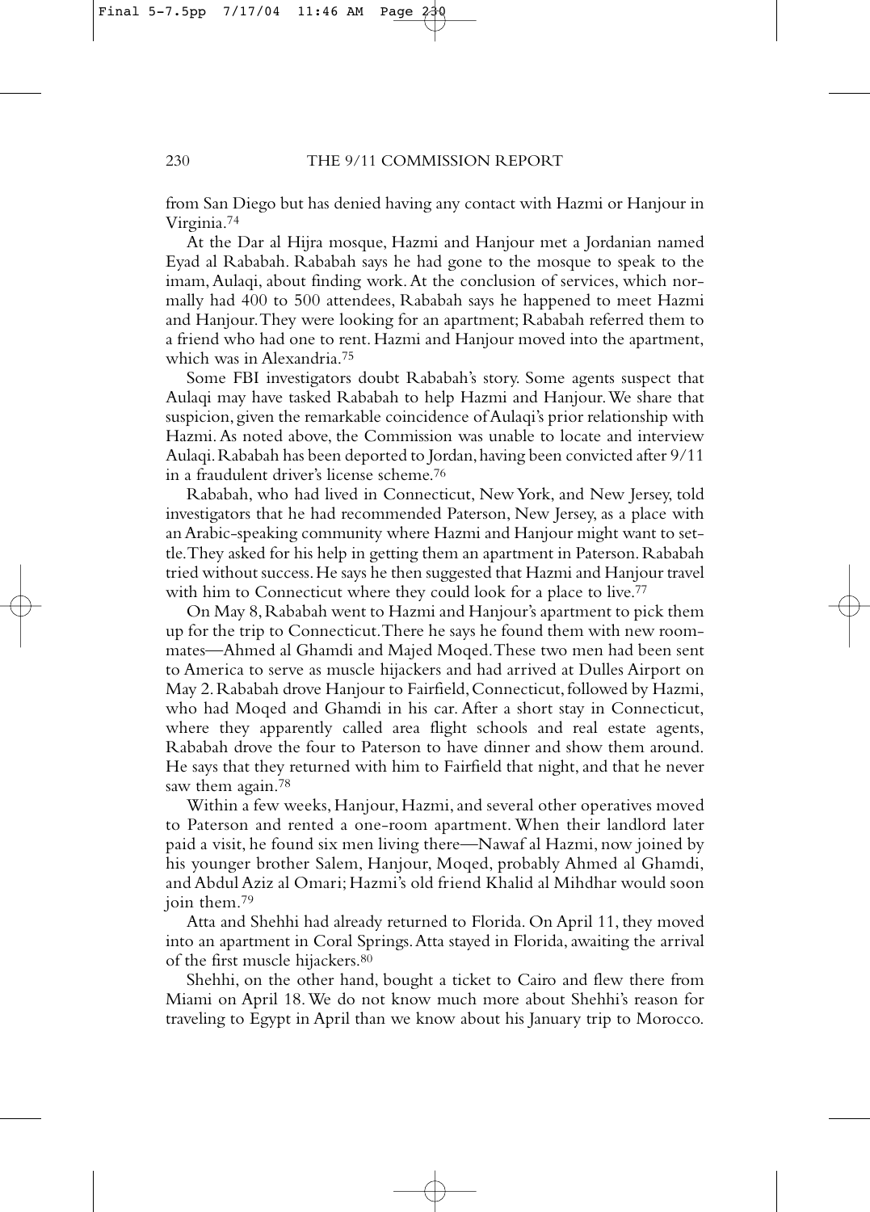from San Diego but has denied having any contact with Hazmi or Hanjour in Virginia.[74]

At the Dar al Hijra mosque, Hazmi and Hanjour met a Jordanian named Eyad al Rababah. Rababah says he had gone to the mosque to speak to the imam, Aulaqi, about finding work. At the conclusion of services, which normally had 400 to 500 attendees, Rababah says he happened to meet Hazmi and Hanjour. They were looking for an apartment; Rababah referred them to a friend who had one to rent. Hazmi and Hanjour moved into the apartment, which was in Alexandria.[75]

Some FBI investigators doubt Rababah's story. Some agents suspect that Aulaqi may have tasked Rababah to help Hazmi and Hanjour. We share that suspicion, given the remarkable coincidence of Aulaqi's prior relationship with Hazmi. As noted above, the Commission was unable to locate and interview Aulaqi. Rababah has been deported to Jordan, having been convicted after 9/11 in a fraudulent driver's license scheme.[76]

Rababah, who had lived in Connecticut, New York, and New Jersey, told investigators that he had recommended Paterson, New Jersey, as a place with an Arabic-speaking community where Hazmi and Hanjour might want to settle. They asked for his help in getting them an apartment in Paterson. Rababah tried without success. He says he then suggested that Hazmi and Hanjour travel with him to Connecticut where they could look for a place to live.[77]

On May 8, Rababah went to Hazmi and Hanjour's apartment to pick them up for the trip to Connecticut. There he says he found them with new roommates—Ahmed al Ghamdi and Majed Moqed. These two men had been sent to America to serve as muscle hijackers and had arrived at Dulles Airport on May 2. Rababah drove Hanjour to Fairfield, Connecticut, followed by Hazmi, who had Moqed and Ghamdi in his car. After a short stay in Connecticut, where they apparently called area flight schools and real estate agents, Rababah drove the four to Paterson to have dinner and show them around. He says that they returned with him to Fairfield that night, and that he never saw them again.[78]

Within a few weeks, Hanjour, Hazmi, and several other operatives moved to Paterson and rented a one-room apartment. When their landlord later paid a visit, he found six men living there—Nawaf al Hazmi, now joined by his younger brother Salem, Hanjour, Moqed, probably Ahmed al Ghamdi, and Abdul Aziz al Omari; Hazmi's old friend Khalid al Mihdhar would soon join them.[79]

Atta and Shehhi had already returned to Florida. On April 11, they moved into an apartment in Coral Springs. Atta stayed in Florida, awaiting the arrival of the first muscle hijackers.[80]

Shehhi, on the other hand, bought a ticket to Cairo and flew there from Miami on April 18. We do not know much more about Shehhi's reason for traveling to Egypt in April than we know about his January trip to Morocco.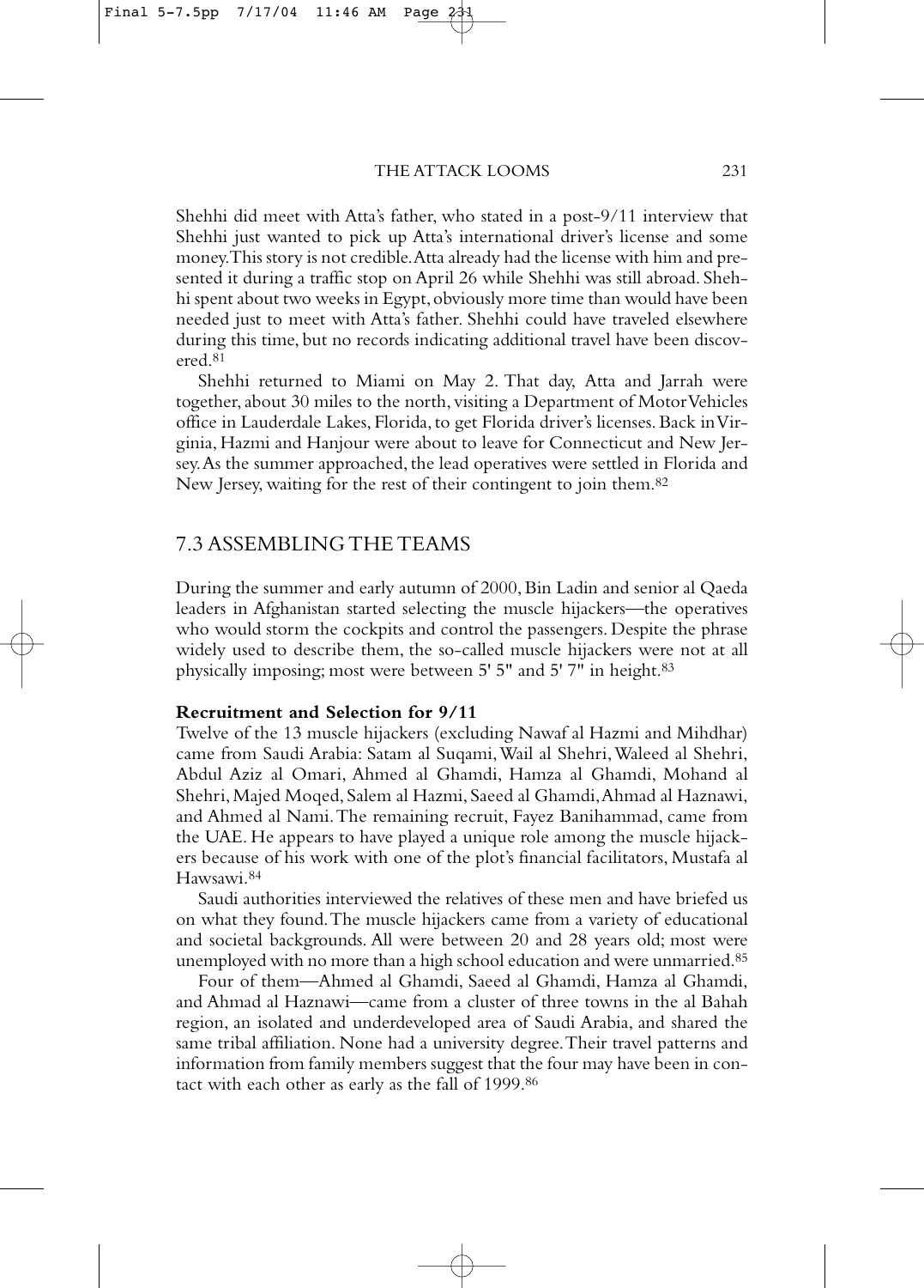Shehhi did meet with Atta's father, who stated in a post-9/11 interview that Shehhi just wanted to pick up Atta's international driver's license and some money. This story is not credible. Atta already had the license with him and presented it during a traffic stop on April 26 while Shehhi was still abroad. Shehhi spent about two weeks in Egypt, obviously more time than would have been needed just to meet with Atta's father. Shehhi could have traveled elsewhere during this time, but no records indicating additional travel have been discovered.[81]

Shehhi returned to Miami on May 2. That day, Atta and Jarrah were together, about 30 miles to the north, visiting a Department of Motor Vehicles office in Lauderdale Lakes, Florida, to get Florida driver's licenses. Back in Virginia, Hazmi and Hanjour were about to leave for Connecticut and New Jersey. As the summer approached, the lead operatives were settled in Florida and New Jersey, waiting for the rest of their contingent to join them.[82]

## 7.3 ASSEMBLING THE TEAMS

During the summer and early autumn of 2000, Bin Ladin and senior al Qaeda leaders in Afghanistan started selecting the muscle hijackers—the operatives who would storm the cockpits and control the passengers. Despite the phrase widely used to describe them, the so-called muscle hijackers were not at all physically imposing; most were between 5' 5" and 5' 7" in height.[83]

### Recruitment and Selection for 9/11

Twelve of the 13 muscle hijackers (excluding Nawaf al Hazmi and Mihdhar) came from Saudi Arabia: Satam al Suqami, Wail al Shehri, Waleed al Shehri, Abdul Aziz al Omari, Ahmed al Ghamdi, Hamza al Ghamdi, Mohand al Shehri, Majed Moqed, Salem al Hazmi, Saeed al Ghamdi, Ahmad al Haznawi, and Ahmed al Nami. The remaining recruit, Fayez Banihammad, came from the UAE. He appears to have played a unique role among the muscle hijackers because of his work with one of the plot's financial facilitators, Mustafa al Hawsawi.[84]

Saudi authorities interviewed the relatives of these men and have briefed us on what they found. The muscle hijackers came from a variety of educational and societal backgrounds. All were between 20 and 28 years old; most were unemployed with no more than a high school education and were unmarried.[85]

Four of them—Ahmed al Ghamdi, Saeed al Ghamdi, Hamza al Ghamdi, and Ahmad al Haznawi—came from a cluster of three towns in the al Bahah region, an isolated and underdeveloped area of Saudi Arabia, and shared the same tribal affiliation. None had a university degree. Their travel patterns and information from family members suggest that the four may have been in contact with each other as early as the fall of 1999.[86]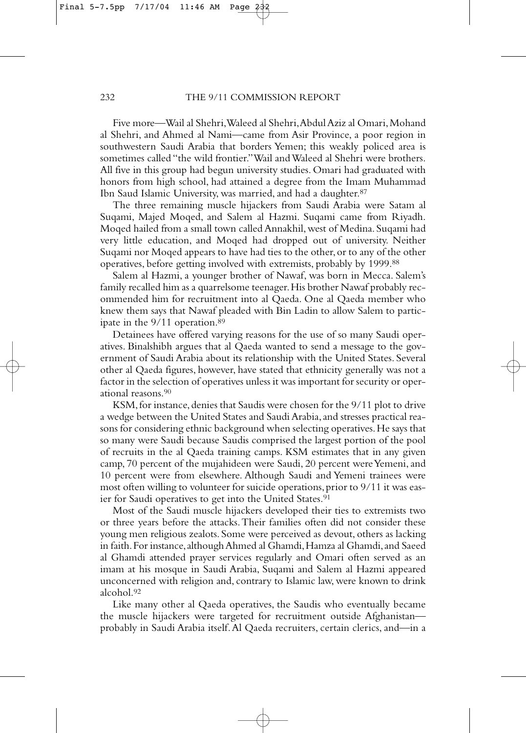Five more—Wail al Shehri, Waleed al Shehri, Abdul Aziz al Omari, Mohand al Shehri, and Ahmed al Nami—came from Asir Province, a poor region in southwestern Saudi Arabia that borders Yemen; this weakly policed area is sometimes called "the wild frontier." Wail and Waleed al Shehri were brothers. All five in this group had begun university studies. Omari had graduated with honors from high school, had attained a degree from the Imam Muhammad Ibn Saud Islamic University, was married, and had a daughter.[87]

The three remaining muscle hijackers from Saudi Arabia were Satam al Suqami, Majed Moqed, and Salem al Hazmi. Suqami came from Riyadh. Moqed hailed from a small town called Annakhil, west of Medina. Suqami had very little education, and Moqed had dropped out of university. Neither Suqami nor Moqed appears to have had ties to the other, or to any of the other operatives, before getting involved with extremists, probably by 1999.[88]

Salem al Hazmi, a younger brother of Nawaf, was born in Mecca. Salem's family recalled him as a quarrelsome teenager. His brother Nawaf probably recommended him for recruitment into al Qaeda. One al Qaeda member who knew them says that Nawaf pleaded with Bin Ladin to allow Salem to participate in the 9/11 operation.[89]

Detainees have offered varying reasons for the use of so many Saudi operatives. Binalshibh argues that al Qaeda wanted to send a message to the government of Saudi Arabia about its relationship with the United States. Several other al Qaeda figures, however, have stated that ethnicity generally was not a factor in the selection of operatives unless it was important for security or operational reasons.[90]

KSM, for instance, denies that Saudis were chosen for the 9/11 plot to drive a wedge between the United States and Saudi Arabia, and stresses practical reasons for considering ethnic background when selecting operatives. He says that so many were Saudi because Saudis comprised the largest portion of the pool of recruits in the al Qaeda training camps. KSM estimates that in any given camp, 70 percent of the mujahideen were Saudi, 20 percent were Yemeni, and 10 percent were from elsewhere. Although Saudi and Yemeni trainees were most often willing to volunteer for suicide operations, prior to 9/11 it was easier for Saudi operatives to get into the United States.[91]

Most of the Saudi muscle hijackers developed their ties to extremists two or three years before the attacks. Their families often did not consider these young men religious zealots. Some were perceived as devout, others as lacking in faith. For instance, although Ahmed al Ghamdi, Hamza al Ghamdi, and Saeed al Ghamdi attended prayer services regularly and Omari often served as an imam at his mosque in Saudi Arabia, Suqami and Salem al Hazmi appeared unconcerned with religion and, contrary to Islamic law, were known to drink alcohol.[92]

Like many other al Qaeda operatives, the Saudis who eventually became the muscle hijackers were targeted for recruitment outside Afghanistan—probably in Saudi Arabia itself. Al Qaeda recruiters, certain clerics, and—in a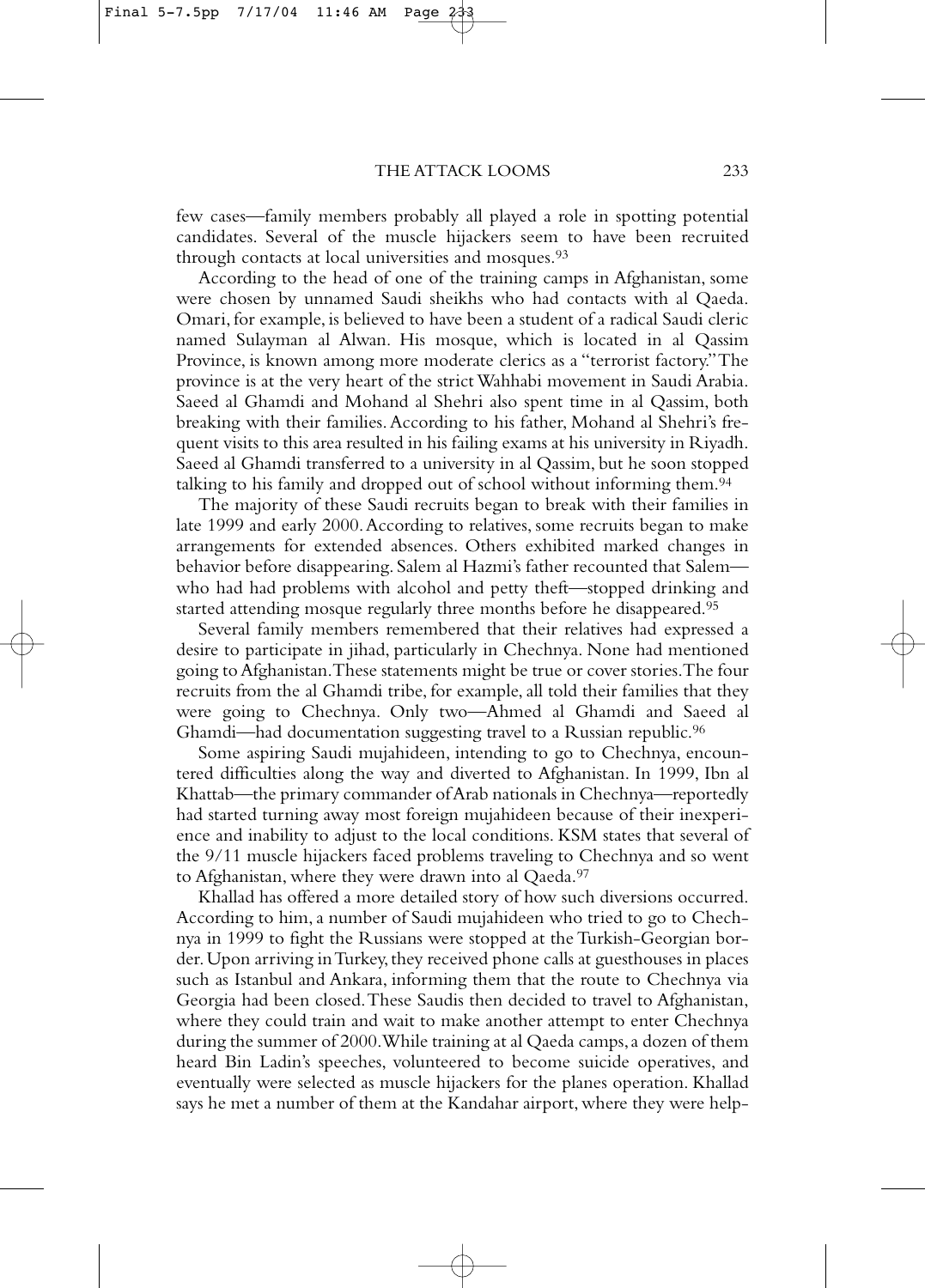few cases—family members probably all played a role in spotting potential candidates. Several of the muscle hijackers seem to have been recruited through contacts at local universities and mosques.[93]

According to the head of one of the training camps in Afghanistan, some were chosen by unnamed Saudi sheikhs who had contacts with al Qaeda. Omari, for example, is believed to have been a student of a radical Saudi cleric named Sulayman al Alwan. His mosque, which is located in al Qassim Province, is known among more moderate clerics as a "terrorist factory." The province is at the very heart of the strict Wahhabi movement in Saudi Arabia. Saeed al Ghamdi and Mohand al Shehri also spent time in al Qassim, both breaking with their families. According to his father, Mohand al Shehri's frequent visits to this area resulted in his failing exams at his university in Riyadh. Saeed al Ghamdi transferred to a university in al Qassim, but he soon stopped talking to his family and dropped out of school without informing them.[94]

The majority of these Saudi recruits began to break with their families in late 1999 and early 2000. According to relatives, some recruits began to make arrangements for extended absences. Others exhibited marked changes in behavior before disappearing. Salem al Hazmi's father recounted that Salem—who had had problems with alcohol and petty theft—stopped drinking and started attending mosque regularly three months before he disappeared.[95]

Several family members remembered that their relatives had expressed a desire to participate in jihad, particularly in Chechnya. None had mentioned going to Afghanistan. These statements might be true or cover stories. The four recruits from the al Ghamdi tribe, for example, all told their families that they were going to Chechnya. Only two—Ahmed al Ghamdi and Saeed al Ghamdi—had documentation suggesting travel to a Russian republic.[96]

Some aspiring Saudi mujahideen, intending to go to Chechnya, encountered difficulties along the way and diverted to Afghanistan. In 1999, Ibn al Khattab—the primary commander of Arab nationals in Chechnya—reportedly had started turning away most foreign mujahideen because of their inexperience and inability to adjust to the local conditions. KSM states that several of the 9/11 muscle hijackers faced problems traveling to Chechnya and so went to Afghanistan, where they were drawn into al Qaeda.[97]

Khallad has offered a more detailed story of how such diversions occurred. According to him, a number of Saudi mujahideen who tried to go to Chechnya in 1999 to fight the Russians were stopped at the Turkish-Georgian border. Upon arriving in Turkey, they received phone calls at guesthouses in places such as Istanbul and Ankara, informing them that the route to Chechnya via Georgia had been closed. These Saudis then decided to travel to Afghanistan, where they could train and wait to make another attempt to enter Chechnya during the summer of 2000. While training at al Qaeda camps, a dozen of them heard Bin Ladin's speeches, volunteered to become suicide operatives, and eventually were selected as muscle hijackers for the planes operation. Khallad says he met a number of them at the Kandahar airport, where they were help-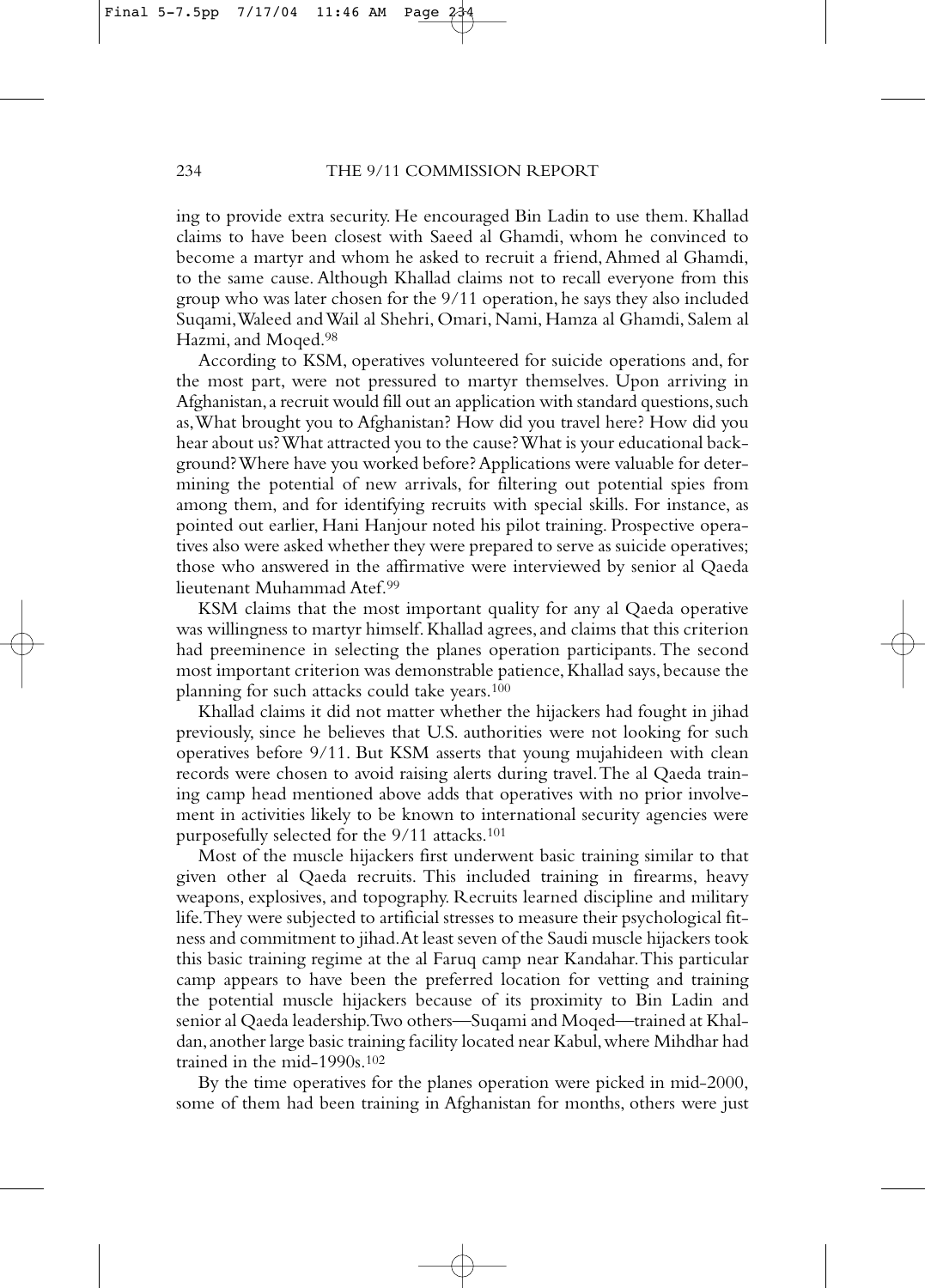ing to provide extra security. He encouraged Bin Ladin to use them. Khallad claims to have been closest with Saeed al Ghamdi, whom he convinced to become a martyr and whom he asked to recruit a friend, Ahmed al Ghamdi, to the same cause. Although Khallad claims not to recall everyone from this group who was later chosen for the 9/11 operation, he says they also included Suqami, Waleed and Wail al Shehri, Omari, Nami, Hamza al Ghamdi, Salem al Hazmi, and Moqed.[98]

According to KSM, operatives volunteered for suicide operations and, for the most part, were not pressured to martyr themselves. Upon arriving in Afghanistan, a recruit would fill out an application with standard questions, such as, What brought you to Afghanistan? How did you travel here? How did you hear about us? What attracted you to the cause? What is your educational background? Where have you worked before? Applications were valuable for determining the potential of new arrivals, for filtering out potential spies from among them, and for identifying recruits with special skills. For instance, as pointed out earlier, Hani Hanjour noted his pilot training. Prospective operatives also were asked whether they were prepared to serve as suicide operatives; those who answered in the affirmative were interviewed by senior al Qaeda lieutenant Muhammad Atef.[99]

KSM claims that the most important quality for any al Qaeda operative was willingness to martyr himself. Khallad agrees, and claims that this criterion had preeminence in selecting the planes operation participants. The second most important criterion was demonstrable patience, Khallad says, because the planning for such attacks could take years.[100]

Khallad claims it did not matter whether the hijackers had fought in jihad previously, since he believes that U.S. authorities were not looking for such operatives before 9/11. But KSM asserts that young mujahideen with clean records were chosen to avoid raising alerts during travel. The al Qaeda training camp head mentioned above adds that operatives with no prior involvement in activities likely to be known to international security agencies were purposefully selected for the 9/11 attacks.[101]

Most of the muscle hijackers first underwent basic training similar to that given other al Qaeda recruits. This included training in firearms, heavy weapons, explosives, and topography. Recruits learned discipline and military life. They were subjected to artificial stresses to measure their psychological fitness and commitment to jihad. At least seven of the Saudi muscle hijackers took this basic training regime at the al Faruq camp near Kandahar. This particular camp appears to have been the preferred location for vetting and training the potential muscle hijackers because of its proximity to Bin Ladin and senior al Qaeda leadership. Two others—Suqami and Moqed—trained at Khaldan, another large basic training facility located near Kabul, where Mihdhar had trained in the mid-1990s.[102]

By the time operatives for the planes operation were picked in mid-2000, some of them had been training in Afghanistan for months, others were just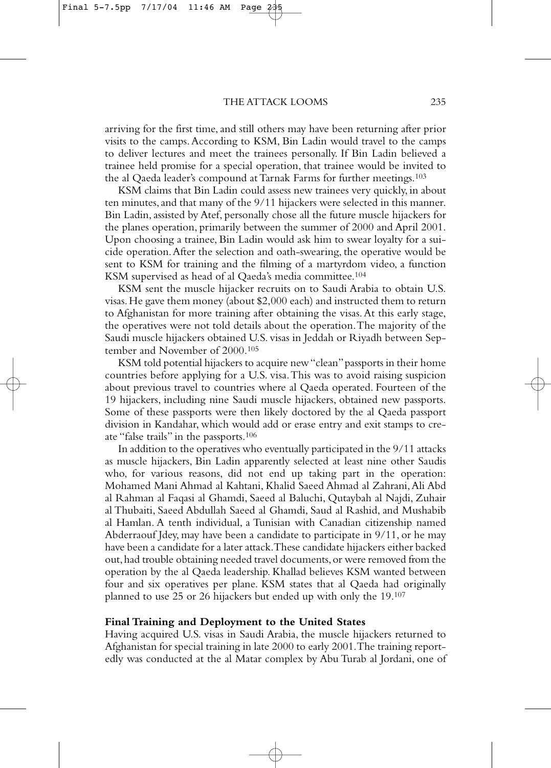arriving for the first time, and still others may have been returning after prior visits to the camps. According to KSM, Bin Ladin would travel to the camps to deliver lectures and meet the trainees personally. If Bin Ladin believed a trainee held promise for a special operation, that trainee would be invited to the al Qaeda leader's compound at Tarnak Farms for further meetings.[103]

KSM claims that Bin Ladin could assess new trainees very quickly, in about ten minutes, and that many of the 9/11 hijackers were selected in this manner. Bin Ladin, assisted by Atef, personally chose all the future muscle hijackers for the planes operation, primarily between the summer of 2000 and April 2001. Upon choosing a trainee, Bin Ladin would ask him to swear loyalty for a suicide operation. After the selection and oath-swearing, the operative would be sent to KSM for training and the filming of a martyrdom video, a function KSM supervised as head of al Qaeda's media committee.[104]

KSM sent the muscle hijacker recruits on to Saudi Arabia to obtain U.S. visas. He gave them money (about $2,000 each) and instructed them to return to Afghanistan for more training after obtaining the visas. At this early stage, the operatives were not told details about the operation. The majority of the Saudi muscle hijackers obtained U.S. visas in Jeddah or Riyadh between September and November of 2000.[105]

KSM told potential hijackers to acquire new "clean" passports in their home countries before applying for a U.S. visa. This was to avoid raising suspicion about previous travel to countries where al Qaeda operated. Fourteen of the 19 hijackers, including nine Saudi muscle hijackers, obtained new passports. Some of these passports were then likely doctored by the al Qaeda passport division in Kandahar, which would add or erase entry and exit stamps to create "false trails" in the passports.[106]

In addition to the operatives who eventually participated in the 9/11 attacks as muscle hijackers, Bin Ladin apparently selected at least nine other Saudis who, for various reasons, did not end up taking part in the operation: Mohamed Mani Ahmad al Kahtani, Khalid Saeed Ahmad al Zahrani, Ali Abd al Rahman al Faqasi al Ghamdi, Saeed al Baluchi, Qutaybah al Najdi, Zuhair al Thubaiti, Saeed Abdullah Saeed al Ghamdi, Saud al Rashid, and Mushabib al Hamlan. A tenth individual, a Tunisian with Canadian citizenship named Abderraouf Jdey, may have been a candidate to participate in 9/11, or he may have been a candidate for a later attack. These candidate hijackers either backed out, had trouble obtaining needed travel documents, or were removed from the operation by the al Qaeda leadership. Khallad believes KSM wanted between four and six operatives per plane. KSM states that al Qaeda had originally planned to use 25 or 26 hijackers but ended up with only the 19.[107]

### Final Training and Deployment to the United States

Having acquired U.S. visas in Saudi Arabia, the muscle hijackers returned to Afghanistan for special training in late 2000 to early 2001. The training reportedly was conducted at the al Matar complex by Abu Turab al Jordani, one of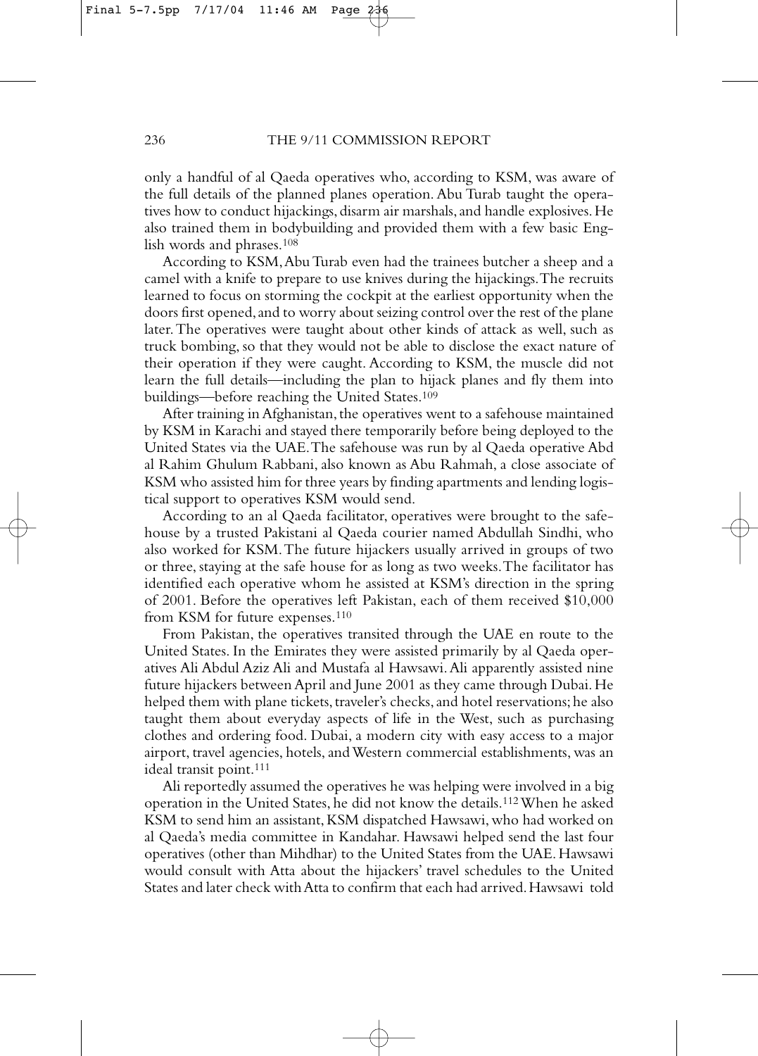only a handful of al Qaeda operatives who, according to KSM, was aware of the full details of the planned planes operation. Abu Turab taught the operatives how to conduct hijackings, disarm air marshals, and handle explosives. He also trained them in bodybuilding and provided them with a few basic English words and phrases.[108]

According to KSM, Abu Turab even had the trainees butcher a sheep and a camel with a knife to prepare to use knives during the hijackings. The recruits learned to focus on storming the cockpit at the earliest opportunity when the doors first opened, and to worry about seizing control over the rest of the plane later. The operatives were taught about other kinds of attack as well, such as truck bombing, so that they would not be able to disclose the exact nature of their operation if they were caught. According to KSM, the muscle did not learn the full details—including the plan to hijack planes and fly them into buildings—before reaching the United States.[109]

After training in Afghanistan, the operatives went to a safehouse maintained by KSM in Karachi and stayed there temporarily before being deployed to the United States via the UAE. The safehouse was run by al Qaeda operative Abd al Rahim Ghulum Rabbani, also known as Abu Rahmah, a close associate of KSM who assisted him for three years by finding apartments and lending logistical support to operatives KSM would send.

According to an al Qaeda facilitator, operatives were brought to the safehouse by a trusted Pakistani al Qaeda courier named Abdullah Sindhi, who also worked for KSM. The future hijackers usually arrived in groups of two or three, staying at the safe house for as long as two weeks. The facilitator has identified each operative whom he assisted at KSM's direction in the spring of 2001. Before the operatives left Pakistan, each of them received $10,000 from KSM for future expenses.[110]

From Pakistan, the operatives transited through the UAE en route to the United States. In the Emirates they were assisted primarily by al Qaeda operatives Ali Abdul Aziz Ali and Mustafa al Hawsawi. Ali apparently assisted nine future hijackers between April and June 2001 as they came through Dubai. He helped them with plane tickets, traveler's checks, and hotel reservations; he also taught them about everyday aspects of life in the West, such as purchasing clothes and ordering food. Dubai, a modern city with easy access to a major airport, travel agencies, hotels, and Western commercial establishments, was an ideal transit point.[111]

Ali reportedly assumed the operatives he was helping were involved in a big operation in the United States, he did not know the details.[112] When he asked KSM to send him an assistant, KSM dispatched Hawsawi, who had worked on al Qaeda's media committee in Kandahar. Hawsawi helped send the last four operatives (other than Mihdhar) to the United States from the UAE. Hawsawi would consult with Atta about the hijackers' travel schedules to the United States and later check with Atta to confirm that each had arrived. Hawsawi told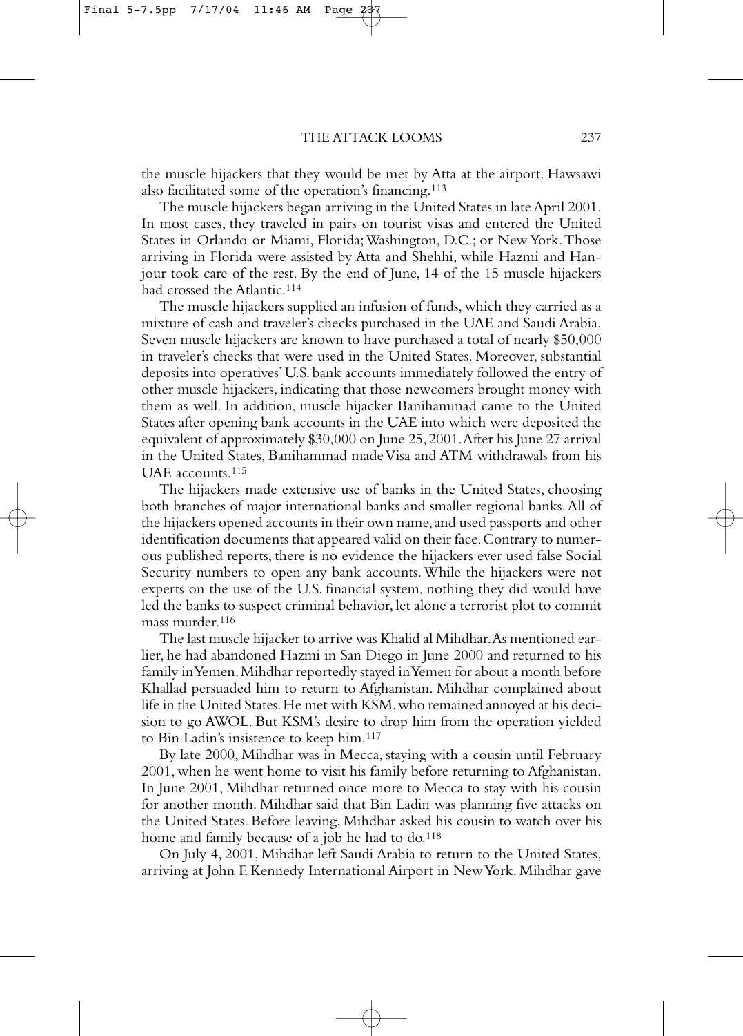the muscle hijackers that they would be met by Atta at the airport. Hawsawi also facilitated some of the operation's financing.[113]

The muscle hijackers began arriving in the United States in late April 2001. In most cases, they traveled in pairs on tourist visas and entered the United States in Orlando or Miami, Florida; Washington, D.C.; or New York. Those arriving in Florida were assisted by Atta and Shehhi, while Hazmi and Hanjour took care of the rest. By the end of June, 14 of the 15 muscle hijackers had crossed the Atlantic.[114]

The muscle hijackers supplied an infusion of funds, which they carried as a mixture of cash and traveler's checks purchased in the UAE and Saudi Arabia. Seven muscle hijackers are known to have purchased a total of nearly $50,000 in traveler's checks that were used in the United States. Moreover, substantial deposits into operatives' U.S. bank accounts immediately followed the entry of other muscle hijackers, indicating that those newcomers brought money with them as well. In addition, muscle hijacker Banihammad came to the United States after opening bank accounts in the UAE into which were deposited the equivalent of approximately $30,000 on June 25, 2001. After his June 27 arrival in the United States, Banihammad made Visa and ATM withdrawals from his UAE accounts.[115]

The hijackers made extensive use of banks in the United States, choosing both branches of major international banks and smaller regional banks. All of the hijackers opened accounts in their own name, and used passports and other identification documents that appeared valid on their face. Contrary to numerous published reports, there is no evidence the hijackers ever used false Social Security numbers to open any bank accounts. While the hijackers were not experts on the use of the U.S. financial system, nothing they did would have led the banks to suspect criminal behavior, let alone a terrorist plot to commit mass murder.[116]

The last muscle hijacker to arrive was Khalid al Mihdhar. As mentioned earlier, he had abandoned Hazmi in San Diego in June 2000 and returned to his family in Yemen. Mihdhar reportedly stayed in Yemen for about a month before Khallad persuaded him to return to Afghanistan. Mihdhar complained about life in the United States. He met with KSM, who remained annoyed at his decision to go AWOL. But KSM's desire to drop him from the operation yielded to Bin Ladin's insistence to keep him.[117]

By late 2000, Mihdhar was in Mecca, staying with a cousin until February 2001, when he went home to visit his family before returning to Afghanistan. In June 2001, Mihdhar returned once more to Mecca to stay with his cousin for another month. Mihdhar said that Bin Ladin was planning five attacks on the United States. Before leaving, Mihdhar asked his cousin to watch over his home and family because of a job he had to do.[118]

On July 4, 2001, Mihdhar left Saudi Arabia to return to the United States, arriving at John F. Kennedy International Airport in New York. Mihdhar gave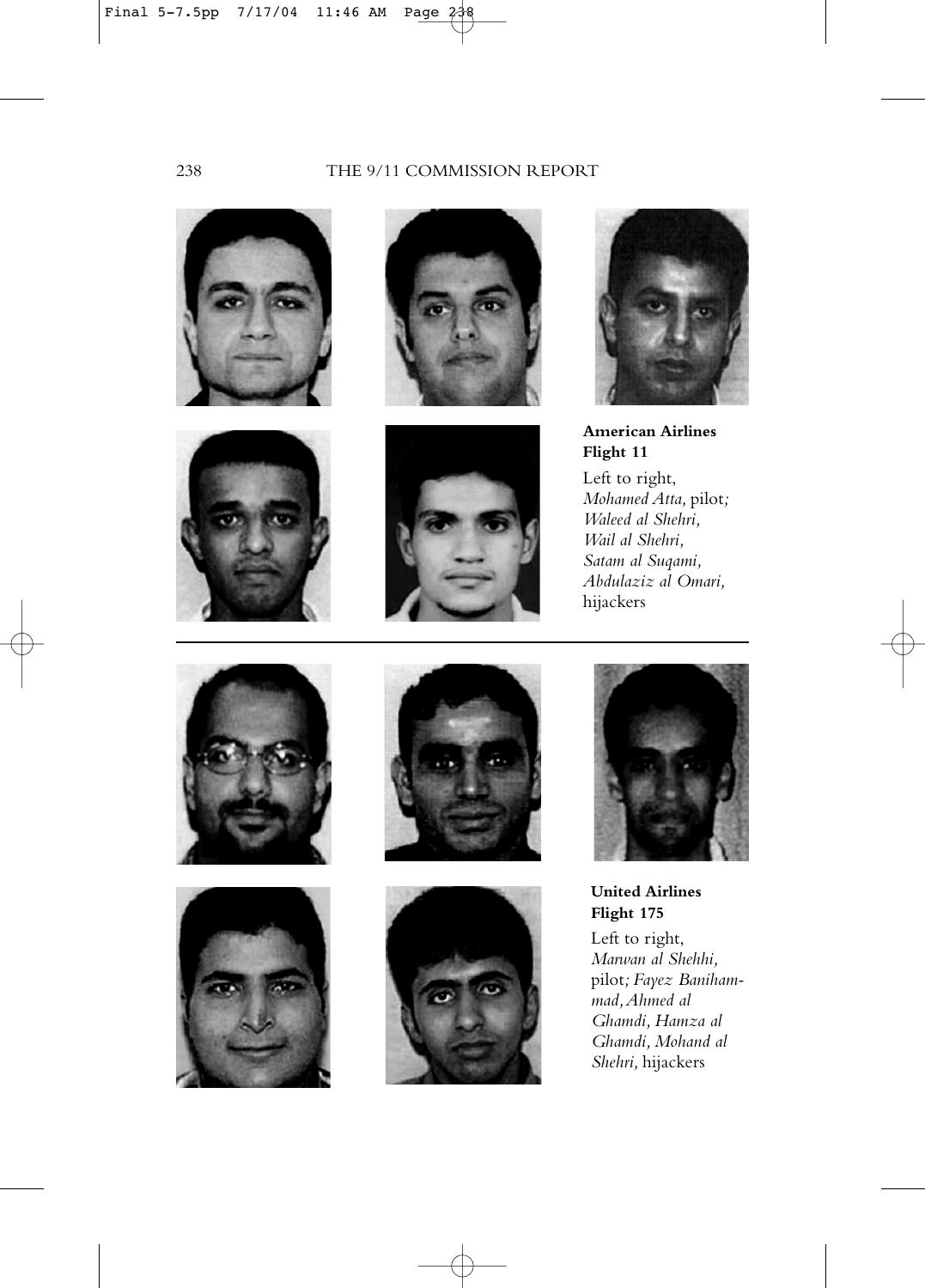**American Airlines Flight 11**

Left to right, *Mohamed Atta,* pilot*; Waleed al Shehri, Wail al Shehri, Satam al Suqami, Abdulaziz al Omari,* hijackers

---

**United Airlines Flight 175**

Left to right, *Marwan al Shehhi,* pilot*; Fayez Banihammad, Ahmed al Ghamdi, Hamza al Ghamdi, Mohand al Shehri,* hijackers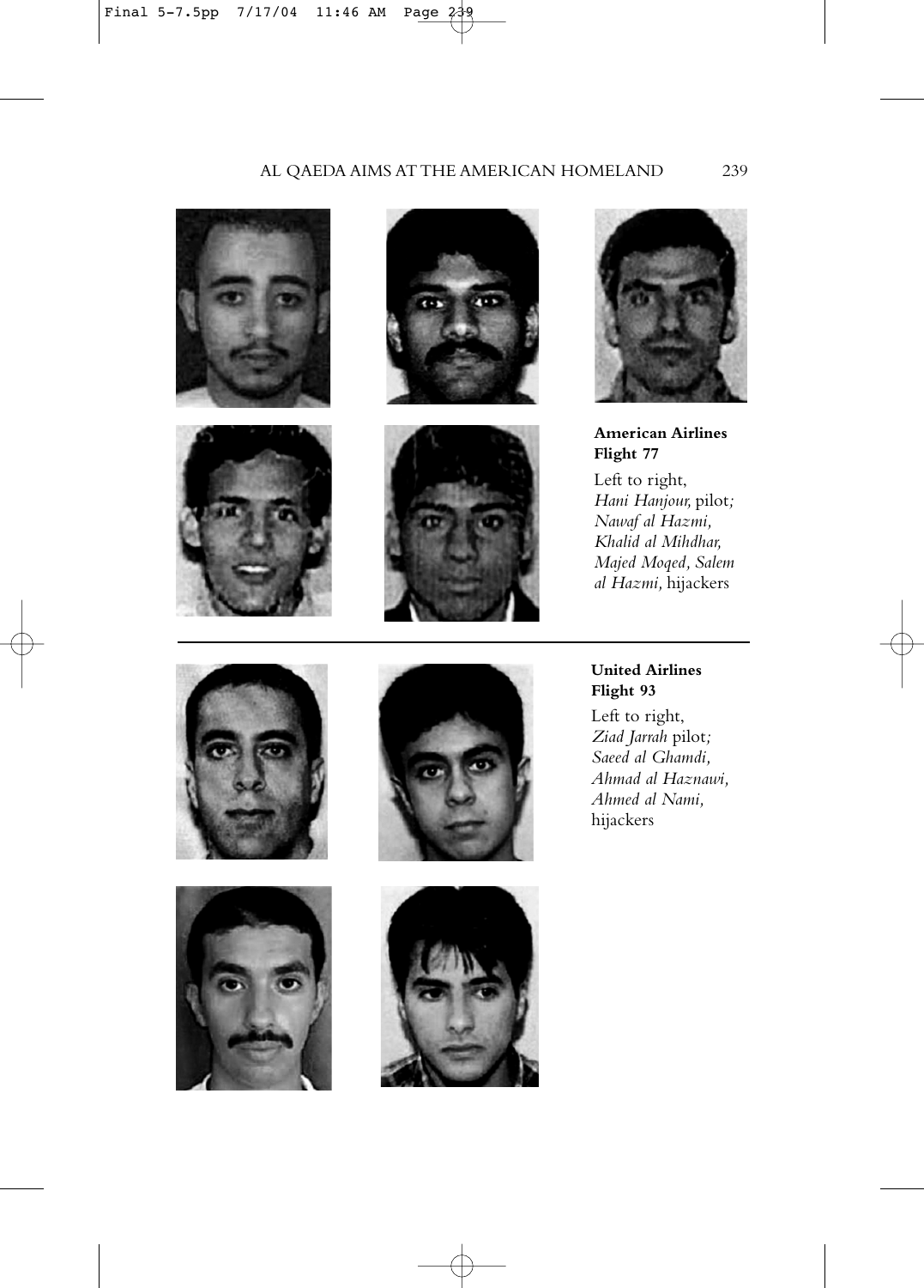**American Airlines Flight 77**

Left to right, *Hani Hanjour,* pilot*; Nawaf al Hazmi, Khalid al Mihdhar, Majed Moqed, Salem al Hazmi,* hijackers

---

**United Airlines Flight 93**

Left to right, *Ziad Jarrah* pilot*; Saeed al Ghamdi, Ahmad al Haznawi, Ahmed al Nami,* hijackers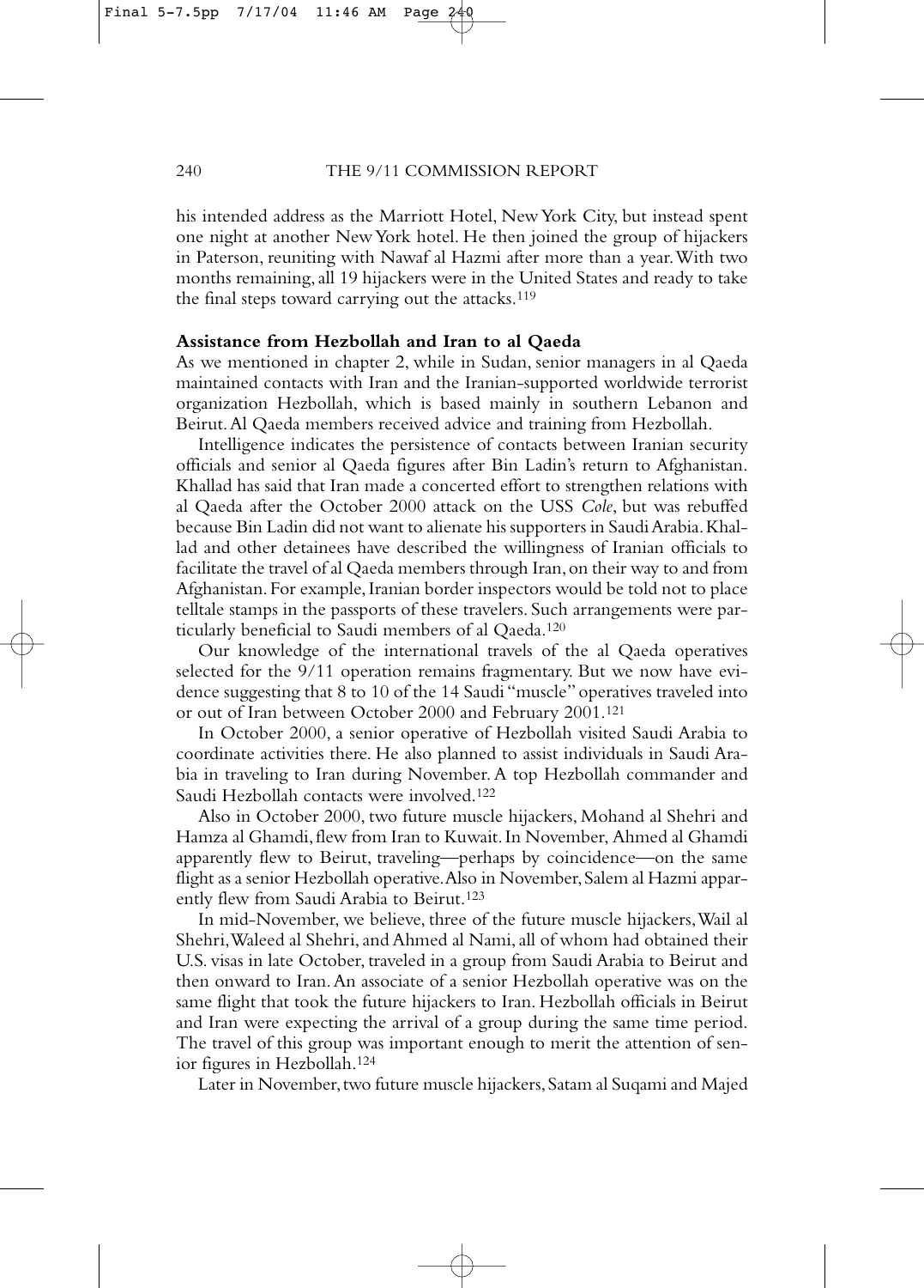his intended address as the Marriott Hotel, New York City, but instead spent one night at another New York hotel. He then joined the group of hijackers in Paterson, reuniting with Nawaf al Hazmi after more than a year. With two months remaining, all 19 hijackers were in the United States and ready to take the final steps toward carrying out the attacks.[119]

**Assistance from Hezbollah and Iran to al Qaeda**

As we mentioned in chapter 2, while in Sudan, senior managers in al Qaeda maintained contacts with Iran and the Iranian-supported worldwide terrorist organization Hezbollah, which is based mainly in southern Lebanon and Beirut. Al Qaeda members received advice and training from Hezbollah.

Intelligence indicates the persistence of contacts between Iranian security officials and senior al Qaeda figures after Bin Ladin's return to Afghanistan. Khallad has said that Iran made a concerted effort to strengthen relations with al Qaeda after the October 2000 attack on the USS *Cole*, but was rebuffed because Bin Ladin did not want to alienate his supporters in Saudi Arabia. Khallad and other detainees have described the willingness of Iranian officials to facilitate the travel of al Qaeda members through Iran, on their way to and from Afghanistan. For example, Iranian border inspectors would be told not to place telltale stamps in the passports of these travelers. Such arrangements were particularly beneficial to Saudi members of al Qaeda.[120]

Our knowledge of the international travels of the al Qaeda operatives selected for the 9/11 operation remains fragmentary. But we now have evidence suggesting that 8 to 10 of the 14 Saudi "muscle" operatives traveled into or out of Iran between October 2000 and February 2001.[121]

In October 2000, a senior operative of Hezbollah visited Saudi Arabia to coordinate activities there. He also planned to assist individuals in Saudi Arabia in traveling to Iran during November. A top Hezbollah commander and Saudi Hezbollah contacts were involved.[122]

Also in October 2000, two future muscle hijackers, Mohand al Shehri and Hamza al Ghamdi, flew from Iran to Kuwait. In November, Ahmed al Ghamdi apparently flew to Beirut, traveling—perhaps by coincidence—on the same flight as a senior Hezbollah operative. Also in November, Salem al Hazmi apparently flew from Saudi Arabia to Beirut.[123]

In mid-November, we believe, three of the future muscle hijackers, Wail al Shehri, Waleed al Shehri, and Ahmed al Nami, all of whom had obtained their U.S. visas in late October, traveled in a group from Saudi Arabia to Beirut and then onward to Iran. An associate of a senior Hezbollah operative was on the same flight that took the future hijackers to Iran. Hezbollah officials in Beirut and Iran were expecting the arrival of a group during the same time period. The travel of this group was important enough to merit the attention of senior figures in Hezbollah.[124]

Later in November, two future muscle hijackers, Satam al Suqami and Majed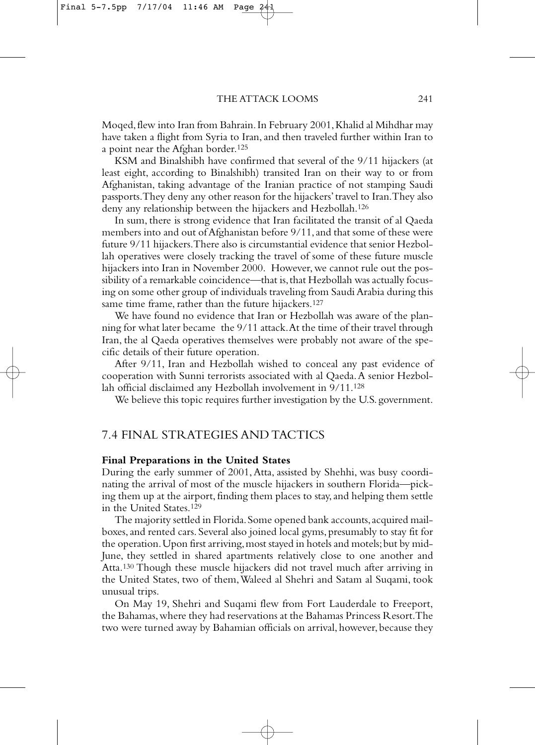Moqed, flew into Iran from Bahrain. In February 2001, Khalid al Mihdhar may have taken a flight from Syria to Iran, and then traveled further within Iran to a point near the Afghan border.[125]

KSM and Binalshibh have confirmed that several of the 9/11 hijackers (at least eight, according to Binalshibh) transited Iran on their way to or from Afghanistan, taking advantage of the Iranian practice of not stamping Saudi passports. They deny any other reason for the hijackers' travel to Iran. They also deny any relationship between the hijackers and Hezbollah.[126]

In sum, there is strong evidence that Iran facilitated the transit of al Qaeda members into and out of Afghanistan before 9/11, and that some of these were future 9/11 hijackers. There also is circumstantial evidence that senior Hezbollah operatives were closely tracking the travel of some of these future muscle hijackers into Iran in November 2000. However, we cannot rule out the possibility of a remarkable coincidence—that is, that Hezbollah was actually focusing on some other group of individuals traveling from Saudi Arabia during this same time frame, rather than the future hijackers.[127]

We have found no evidence that Iran or Hezbollah was aware of the planning for what later became the 9/11 attack. At the time of their travel through Iran, the al Qaeda operatives themselves were probably not aware of the specific details of their future operation.

After 9/11, Iran and Hezbollah wished to conceal any past evidence of cooperation with Sunni terrorists associated with al Qaeda. A senior Hezbollah official disclaimed any Hezbollah involvement in 9/11.[128]

We believe this topic requires further investigation by the U.S. government.

## 7.4 FINAL STRATEGIES AND TACTICS

**Final Preparations in the United States**

During the early summer of 2001, Atta, assisted by Shehhi, was busy coordinating the arrival of most of the muscle hijackers in southern Florida—picking them up at the airport, finding them places to stay, and helping them settle in the United States.[129]

The majority settled in Florida. Some opened bank accounts, acquired mailboxes, and rented cars. Several also joined local gyms, presumably to stay fit for the operation. Upon first arriving, most stayed in hotels and motels; but by mid-June, they settled in shared apartments relatively close to one another and Atta.[130] Though these muscle hijackers did not travel much after arriving in the United States, two of them, Waleed al Shehri and Satam al Suqami, took unusual trips.

On May 19, Shehri and Suqami flew from Fort Lauderdale to Freeport, the Bahamas, where they had reservations at the Bahamas Princess Resort. The two were turned away by Bahamian officials on arrival, however, because they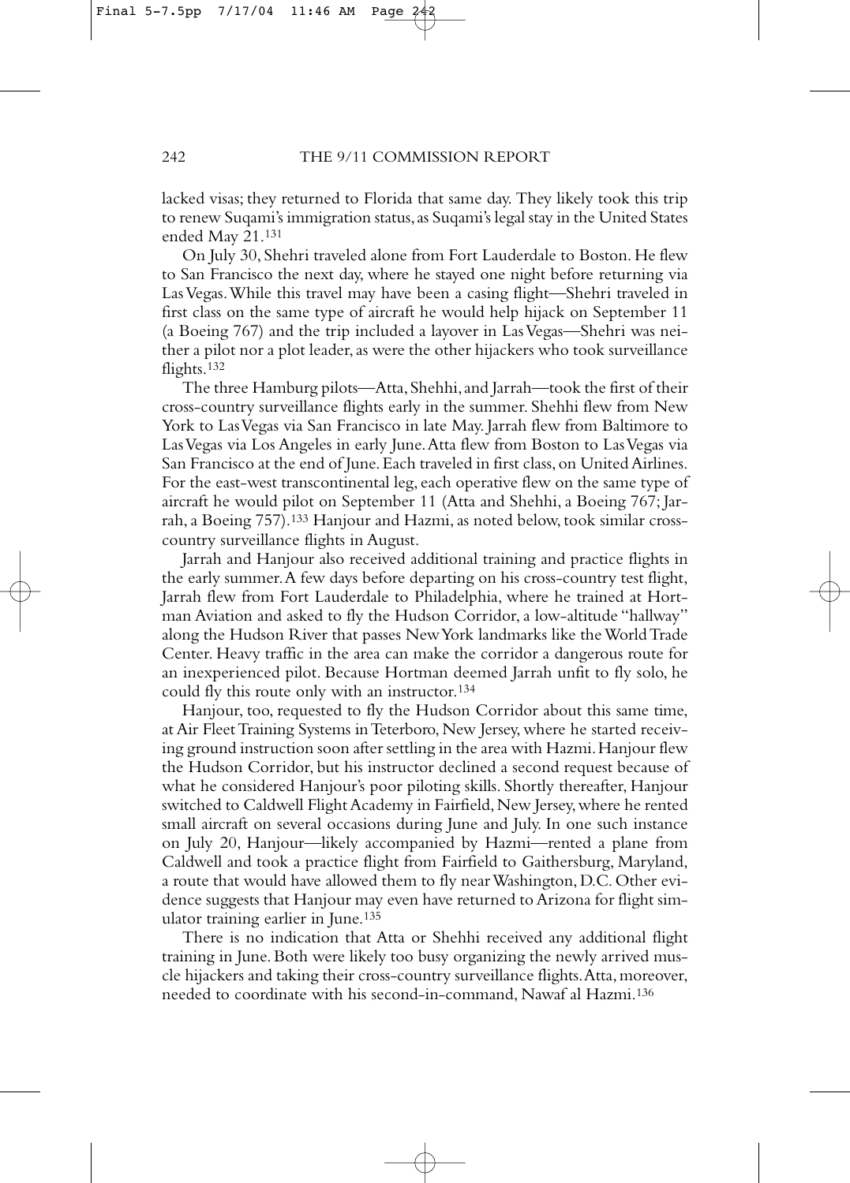lacked visas; they returned to Florida that same day. They likely took this trip to renew Suqami's immigration status, as Suqami's legal stay in the United States ended May 21.[131]

On July 30, Shehri traveled alone from Fort Lauderdale to Boston. He flew to San Francisco the next day, where he stayed one night before returning via Las Vegas. While this travel may have been a casing flight—Shehri traveled in first class on the same type of aircraft he would help hijack on September 11 (a Boeing 767) and the trip included a layover in Las Vegas—Shehri was neither a pilot nor a plot leader, as were the other hijackers who took surveillance flights.[132]

The three Hamburg pilots—Atta, Shehhi, and Jarrah—took the first of their cross-country surveillance flights early in the summer. Shehhi flew from New York to Las Vegas via San Francisco in late May. Jarrah flew from Baltimore to Las Vegas via Los Angeles in early June. Atta flew from Boston to Las Vegas via San Francisco at the end of June. Each traveled in first class, on United Airlines. For the east-west transcontinental leg, each operative flew on the same type of aircraft he would pilot on September 11 (Atta and Shehhi, a Boeing 767; Jarrah, a Boeing 757).[133] Hanjour and Hazmi, as noted below, took similar cross-country surveillance flights in August.

Jarrah and Hanjour also received additional training and practice flights in the early summer. A few days before departing on his cross-country test flight, Jarrah flew from Fort Lauderdale to Philadelphia, where he trained at Hortman Aviation and asked to fly the Hudson Corridor, a low-altitude "hallway" along the Hudson River that passes New York landmarks like the World Trade Center. Heavy traffic in the area can make the corridor a dangerous route for an inexperienced pilot. Because Hortman deemed Jarrah unfit to fly solo, he could fly this route only with an instructor.[134]

Hanjour, too, requested to fly the Hudson Corridor about this same time, at Air Fleet Training Systems in Teterboro, New Jersey, where he started receiving ground instruction soon after settling in the area with Hazmi. Hanjour flew the Hudson Corridor, but his instructor declined a second request because of what he considered Hanjour's poor piloting skills. Shortly thereafter, Hanjour switched to Caldwell Flight Academy in Fairfield, New Jersey, where he rented small aircraft on several occasions during June and July. In one such instance on July 20, Hanjour—likely accompanied by Hazmi—rented a plane from Caldwell and took a practice flight from Fairfield to Gaithersburg, Maryland, a route that would have allowed them to fly near Washington, D.C. Other evidence suggests that Hanjour may even have returned to Arizona for flight simulator training earlier in June.[135]

There is no indication that Atta or Shehhi received any additional flight training in June. Both were likely too busy organizing the newly arrived muscle hijackers and taking their cross-country surveillance flights. Atta, moreover, needed to coordinate with his second-in-command, Nawaf al Hazmi.[136]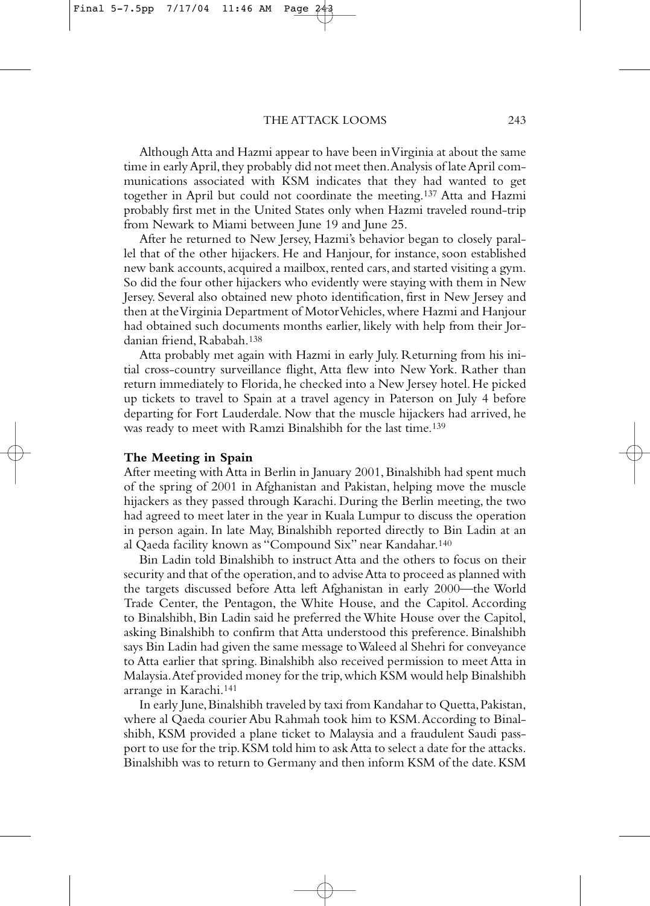Although Atta and Hazmi appear to have been in Virginia at about the same time in early April, they probably did not meet then. Analysis of late April communications associated with KSM indicates that they had wanted to get together in April but could not coordinate the meeting.[137] Atta and Hazmi probably first met in the United States only when Hazmi traveled round-trip from Newark to Miami between June 19 and June 25.

After he returned to New Jersey, Hazmi's behavior began to closely parallel that of the other hijackers. He and Hanjour, for instance, soon established new bank accounts, acquired a mailbox, rented cars, and started visiting a gym. So did the four other hijackers who evidently were staying with them in New Jersey. Several also obtained new photo identification, first in New Jersey and then at the Virginia Department of Motor Vehicles, where Hazmi and Hanjour had obtained such documents months earlier, likely with help from their Jordanian friend, Rababah.[138]

Atta probably met again with Hazmi in early July. Returning from his initial cross-country surveillance flight, Atta flew into New York. Rather than return immediately to Florida, he checked into a New Jersey hotel. He picked up tickets to travel to Spain at a travel agency in Paterson on July 4 before departing for Fort Lauderdale. Now that the muscle hijackers had arrived, he was ready to meet with Ramzi Binalshibh for the last time.[139]

**The Meeting in Spain**

After meeting with Atta in Berlin in January 2001, Binalshibh had spent much of the spring of 2001 in Afghanistan and Pakistan, helping move the muscle hijackers as they passed through Karachi. During the Berlin meeting, the two had agreed to meet later in the year in Kuala Lumpur to discuss the operation in person again. In late May, Binalshibh reported directly to Bin Ladin at an al Qaeda facility known as "Compound Six" near Kandahar.[140]

Bin Ladin told Binalshibh to instruct Atta and the others to focus on their security and that of the operation, and to advise Atta to proceed as planned with the targets discussed before Atta left Afghanistan in early 2000—the World Trade Center, the Pentagon, the White House, and the Capitol. According to Binalshibh, Bin Ladin said he preferred the White House over the Capitol, asking Binalshibh to confirm that Atta understood this preference. Binalshibh says Bin Ladin had given the same message to Waleed al Shehri for conveyance to Atta earlier that spring. Binalshibh also received permission to meet Atta in Malaysia. Atef provided money for the trip, which KSM would help Binalshibh arrange in Karachi.[141]

In early June, Binalshibh traveled by taxi from Kandahar to Quetta, Pakistan, where al Qaeda courier Abu Rahmah took him to KSM. According to Binalshibh, KSM provided a plane ticket to Malaysia and a fraudulent Saudi passport to use for the trip. KSM told him to ask Atta to select a date for the attacks. Binalshibh was to return to Germany and then inform KSM of the date. KSM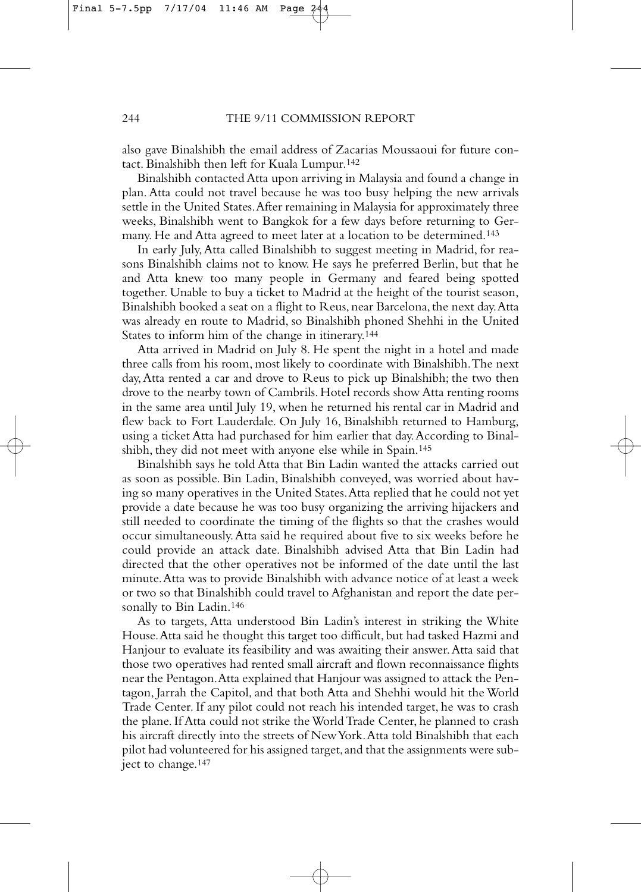also gave Binalshibh the email address of Zacarias Moussaoui for future contact. Binalshibh then left for Kuala Lumpur.[142]

Binalshibh contacted Atta upon arriving in Malaysia and found a change in plan. Atta could not travel because he was too busy helping the new arrivals settle in the United States. After remaining in Malaysia for approximately three weeks, Binalshibh went to Bangkok for a few days before returning to Germany. He and Atta agreed to meet later at a location to be determined.[143]

In early July, Atta called Binalshibh to suggest meeting in Madrid, for reasons Binalshibh claims not to know. He says he preferred Berlin, but that he and Atta knew too many people in Germany and feared being spotted together. Unable to buy a ticket to Madrid at the height of the tourist season, Binalshibh booked a seat on a flight to Reus, near Barcelona, the next day. Atta was already en route to Madrid, so Binalshibh phoned Shehhi in the United States to inform him of the change in itinerary.[144]

Atta arrived in Madrid on July 8. He spent the night in a hotel and made three calls from his room, most likely to coordinate with Binalshibh. The next day, Atta rented a car and drove to Reus to pick up Binalshibh; the two then drove to the nearby town of Cambrils. Hotel records show Atta renting rooms in the same area until July 19, when he returned his rental car in Madrid and flew back to Fort Lauderdale. On July 16, Binalshibh returned to Hamburg, using a ticket Atta had purchased for him earlier that day. According to Binalshibh, they did not meet with anyone else while in Spain.[145]

Binalshibh says he told Atta that Bin Ladin wanted the attacks carried out as soon as possible. Bin Ladin, Binalshibh conveyed, was worried about having so many operatives in the United States. Atta replied that he could not yet provide a date because he was too busy organizing the arriving hijackers and still needed to coordinate the timing of the flights so that the crashes would occur simultaneously. Atta said he required about five to six weeks before he could provide an attack date. Binalshibh advised Atta that Bin Ladin had directed that the other operatives not be informed of the date until the last minute. Atta was to provide Binalshibh with advance notice of at least a week or two so that Binalshibh could travel to Afghanistan and report the date personally to Bin Ladin.[146]

As to targets, Atta understood Bin Ladin's interest in striking the White House. Atta said he thought this target too difficult, but had tasked Hazmi and Hanjour to evaluate its feasibility and was awaiting their answer. Atta said that those two operatives had rented small aircraft and flown reconnaissance flights near the Pentagon. Atta explained that Hanjour was assigned to attack the Pentagon, Jarrah the Capitol, and that both Atta and Shehhi would hit the World Trade Center. If any pilot could not reach his intended target, he was to crash the plane. If Atta could not strike the World Trade Center, he planned to crash his aircraft directly into the streets of New York. Atta told Binalshibh that each pilot had volunteered for his assigned target, and that the assignments were subject to change.[147]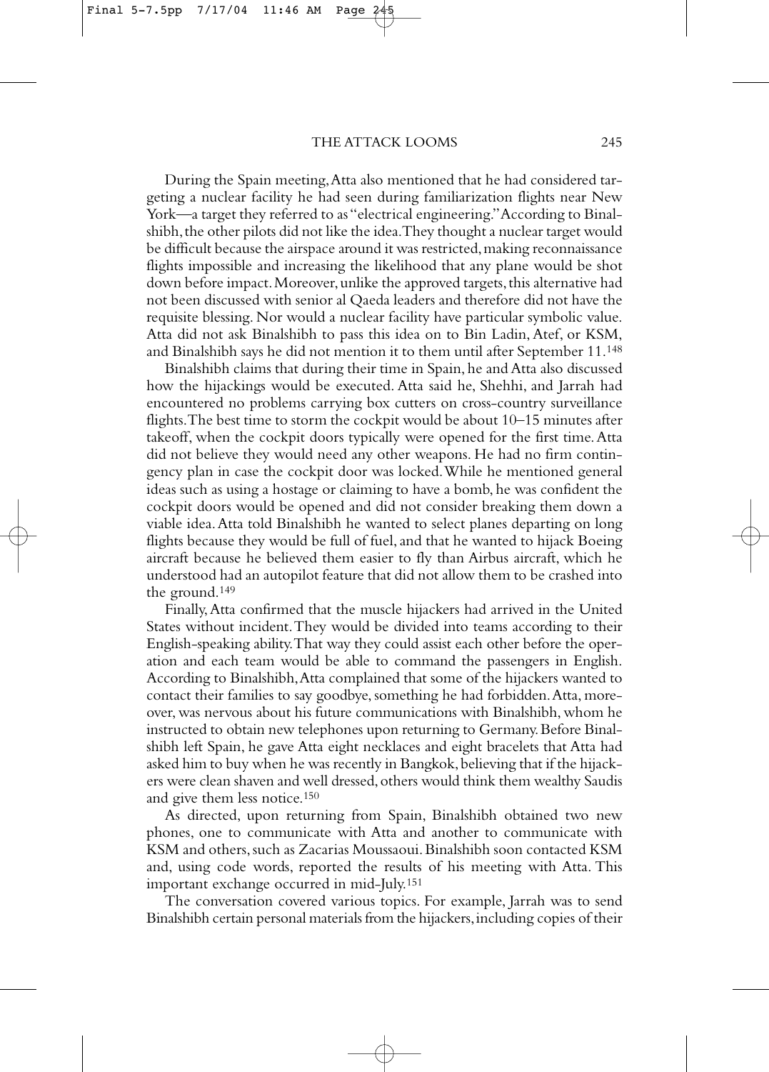During the Spain meeting, Atta also mentioned that he had considered targeting a nuclear facility he had seen during familiarization flights near New York—a target they referred to as "electrical engineering." According to Binalshibh, the other pilots did not like the idea. They thought a nuclear target would be difficult because the airspace around it was restricted, making reconnaissance flights impossible and increasing the likelihood that any plane would be shot down before impact. Moreover, unlike the approved targets, this alternative had not been discussed with senior al Qaeda leaders and therefore did not have the requisite blessing. Nor would a nuclear facility have particular symbolic value. Atta did not ask Binalshibh to pass this idea on to Bin Ladin, Atef, or KSM, and Binalshibh says he did not mention it to them until after September 11.[148]

Binalshibh claims that during their time in Spain, he and Atta also discussed how the hijackings would be executed. Atta said he, Shehhi, and Jarrah had encountered no problems carrying box cutters on cross-country surveillance flights. The best time to storm the cockpit would be about 10–15 minutes after takeoff, when the cockpit doors typically were opened for the first time. Atta did not believe they would need any other weapons. He had no firm contingency plan in case the cockpit door was locked. While he mentioned general ideas such as using a hostage or claiming to have a bomb, he was confident the cockpit doors would be opened and did not consider breaking them down a viable idea. Atta told Binalshibh he wanted to select planes departing on long flights because they would be full of fuel, and that he wanted to hijack Boeing aircraft because he believed them easier to fly than Airbus aircraft, which he understood had an autopilot feature that did not allow them to be crashed into the ground.[149]

Finally, Atta confirmed that the muscle hijackers had arrived in the United States without incident. They would be divided into teams according to their English-speaking ability. That way they could assist each other before the operation and each team would be able to command the passengers in English. According to Binalshibh, Atta complained that some of the hijackers wanted to contact their families to say goodbye, something he had forbidden. Atta, moreover, was nervous about his future communications with Binalshibh, whom he instructed to obtain new telephones upon returning to Germany. Before Binalshibh left Spain, he gave Atta eight necklaces and eight bracelets that Atta had asked him to buy when he was recently in Bangkok, believing that if the hijackers were clean shaven and well dressed, others would think them wealthy Saudis and give them less notice.[150]

As directed, upon returning from Spain, Binalshibh obtained two new phones, one to communicate with Atta and another to communicate with KSM and others, such as Zacarias Moussaoui. Binalshibh soon contacted KSM and, using code words, reported the results of his meeting with Atta. This important exchange occurred in mid-July.[151]

The conversation covered various topics. For example, Jarrah was to send Binalshibh certain personal materials from the hijackers, including copies of their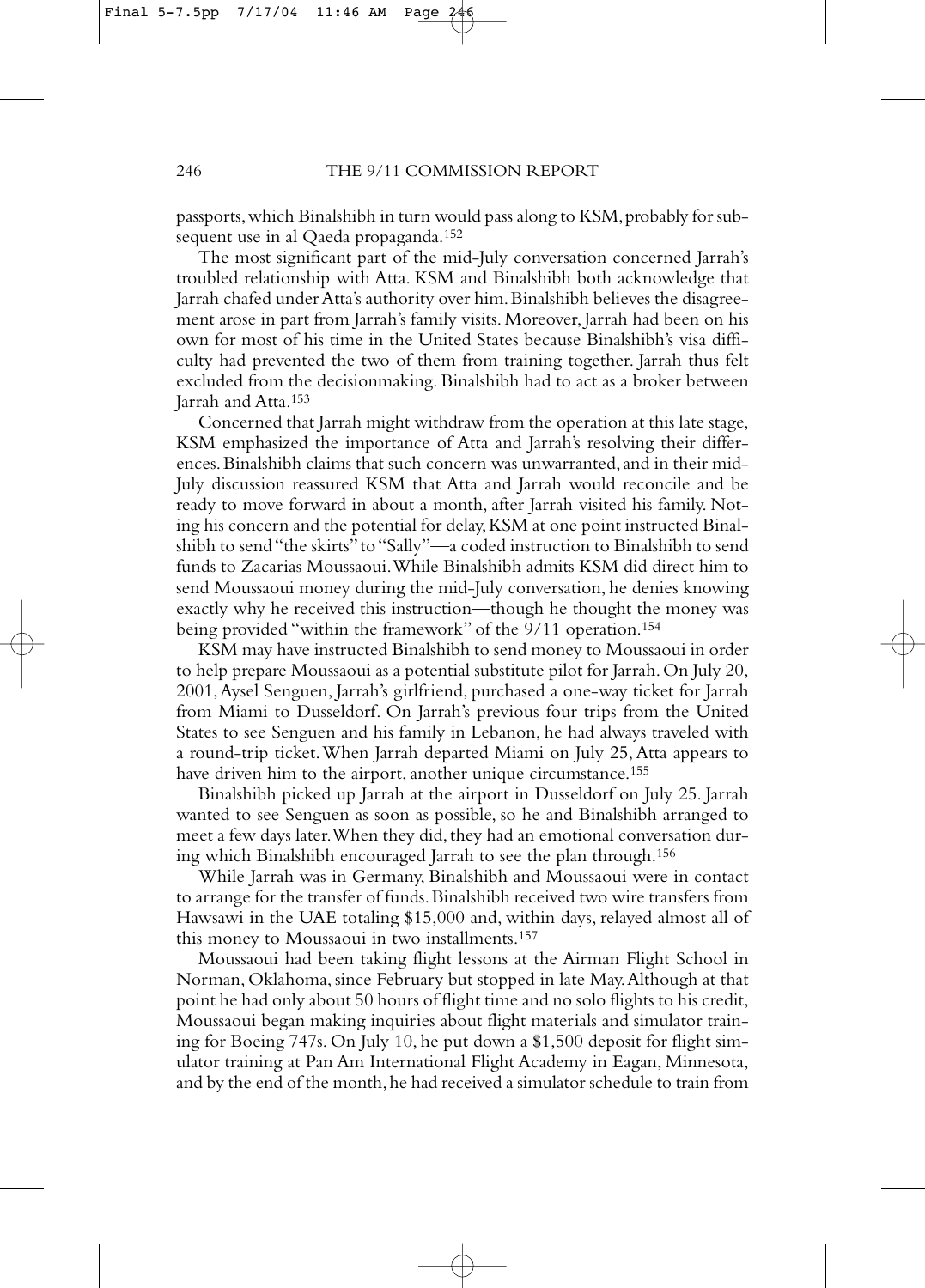passports, which Binalshibh in turn would pass along to KSM, probably for subsequent use in al Qaeda propaganda.[152]

The most significant part of the mid-July conversation concerned Jarrah's troubled relationship with Atta. KSM and Binalshibh both acknowledge that Jarrah chafed under Atta's authority over him. Binalshibh believes the disagreement arose in part from Jarrah's family visits. Moreover, Jarrah had been on his own for most of his time in the United States because Binalshibh's visa difficulty had prevented the two of them from training together. Jarrah thus felt excluded from the decisionmaking. Binalshibh had to act as a broker between Jarrah and Atta.[153]

Concerned that Jarrah might withdraw from the operation at this late stage, KSM emphasized the importance of Atta and Jarrah's resolving their differences. Binalshibh claims that such concern was unwarranted, and in their mid-July discussion reassured KSM that Atta and Jarrah would reconcile and be ready to move forward in about a month, after Jarrah visited his family. Noting his concern and the potential for delay, KSM at one point instructed Binalshibh to send "the skirts" to "Sally"—a coded instruction to Binalshibh to send funds to Zacarias Moussaoui. While Binalshibh admits KSM did direct him to send Moussaoui money during the mid-July conversation, he denies knowing exactly why he received this instruction—though he thought the money was being provided "within the framework" of the 9/11 operation.[154]

KSM may have instructed Binalshibh to send money to Moussaoui in order to help prepare Moussaoui as a potential substitute pilot for Jarrah. On July 20, 2001, Aysel Senguen, Jarrah's girlfriend, purchased a one-way ticket for Jarrah from Miami to Dusseldorf. On Jarrah's previous four trips from the United States to see Senguen and his family in Lebanon, he had always traveled with a round-trip ticket. When Jarrah departed Miami on July 25, Atta appears to have driven him to the airport, another unique circumstance.[155]

Binalshibh picked up Jarrah at the airport in Dusseldorf on July 25. Jarrah wanted to see Senguen as soon as possible, so he and Binalshibh arranged to meet a few days later. When they did, they had an emotional conversation during which Binalshibh encouraged Jarrah to see the plan through.[156]

While Jarrah was in Germany, Binalshibh and Moussaoui were in contact to arrange for the transfer of funds. Binalshibh received two wire transfers from Hawsawi in the UAE totaling $15,000 and, within days, relayed almost all of this money to Moussaoui in two installments.[157]

Moussaoui had been taking flight lessons at the Airman Flight School in Norman, Oklahoma, since February but stopped in late May. Although at that point he had only about 50 hours of flight time and no solo flights to his credit, Moussaoui began making inquiries about flight materials and simulator training for Boeing 747s. On July 10, he put down a $1,500 deposit for flight simulator training at Pan Am International Flight Academy in Eagan, Minnesota, and by the end of the month, he had received a simulator schedule to train from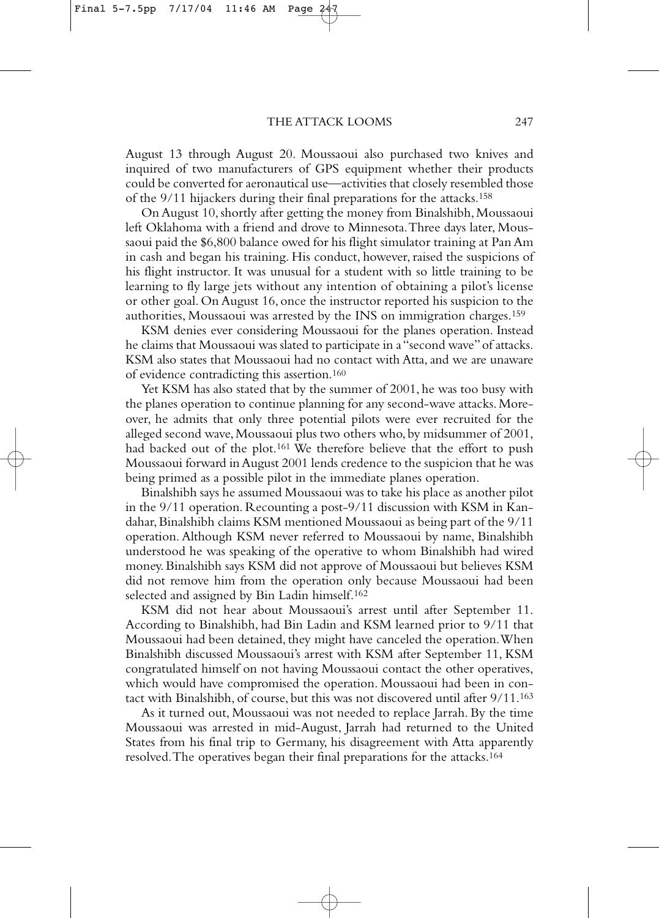August 13 through August 20. Moussaoui also purchased two knives and inquired of two manufacturers of GPS equipment whether their products could be converted for aeronautical use—activities that closely resembled those of the 9/11 hijackers during their final preparations for the attacks.[158]

On August 10, shortly after getting the money from Binalshibh, Moussaoui left Oklahoma with a friend and drove to Minnesota. Three days later, Moussaoui paid the $6,800 balance owed for his flight simulator training at Pan Am in cash and began his training. His conduct, however, raised the suspicions of his flight instructor. It was unusual for a student with so little training to be learning to fly large jets without any intention of obtaining a pilot's license or other goal. On August 16, once the instructor reported his suspicion to the authorities, Moussaoui was arrested by the INS on immigration charges.[159]

KSM denies ever considering Moussaoui for the planes operation. Instead he claims that Moussaoui was slated to participate in a "second wave" of attacks. KSM also states that Moussaoui had no contact with Atta, and we are unaware of evidence contradicting this assertion.[160]

Yet KSM has also stated that by the summer of 2001, he was too busy with the planes operation to continue planning for any second-wave attacks. Moreover, he admits that only three potential pilots were ever recruited for the alleged second wave, Moussaoui plus two others who, by midsummer of 2001, had backed out of the plot.[161] We therefore believe that the effort to push Moussaoui forward in August 2001 lends credence to the suspicion that he was being primed as a possible pilot in the immediate planes operation.

Binalshibh says he assumed Moussaoui was to take his place as another pilot in the 9/11 operation. Recounting a post-9/11 discussion with KSM in Kandahar, Binalshibh claims KSM mentioned Moussaoui as being part of the 9/11 operation. Although KSM never referred to Moussaoui by name, Binalshibh understood he was speaking of the operative to whom Binalshibh had wired money. Binalshibh says KSM did not approve of Moussaoui but believes KSM did not remove him from the operation only because Moussaoui had been selected and assigned by Bin Ladin himself.[162]

KSM did not hear about Moussaoui's arrest until after September 11. According to Binalshibh, had Bin Ladin and KSM learned prior to 9/11 that Moussaoui had been detained, they might have canceled the operation. When Binalshibh discussed Moussaoui's arrest with KSM after September 11, KSM congratulated himself on not having Moussaoui contact the other operatives, which would have compromised the operation. Moussaoui had been in contact with Binalshibh, of course, but this was not discovered until after 9/11.[163]

As it turned out, Moussaoui was not needed to replace Jarrah. By the time Moussaoui was arrested in mid-August, Jarrah had returned to the United States from his final trip to Germany, his disagreement with Atta apparently resolved. The operatives began their final preparations for the attacks.[164]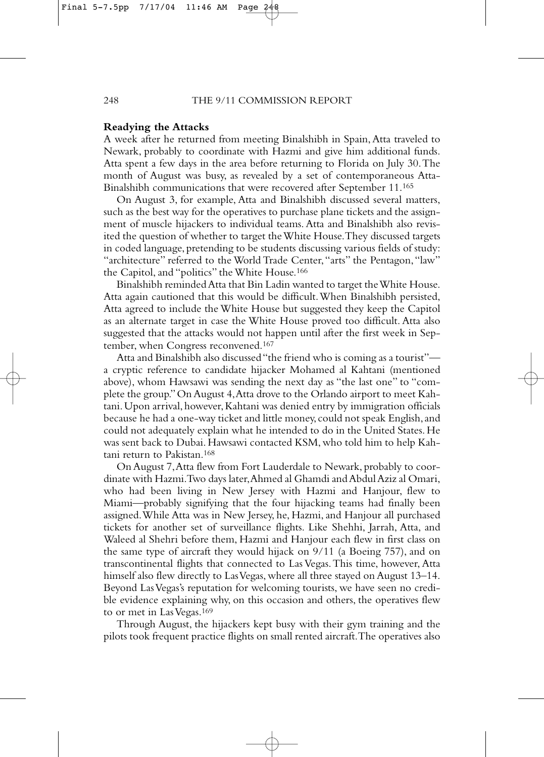## Readying the Attacks

A week after he returned from meeting Binalshibh in Spain, Atta traveled to Newark, probably to coordinate with Hazmi and give him additional funds. Atta spent a few days in the area before returning to Florida on July 30. The month of August was busy, as revealed by a set of contemporaneous Atta-Binalshibh communications that were recovered after September 11.[165]

On August 3, for example, Atta and Binalshibh discussed several matters, such as the best way for the operatives to purchase plane tickets and the assignment of muscle hijackers to individual teams. Atta and Binalshibh also revisited the question of whether to target the White House. They discussed targets in coded language, pretending to be students discussing various fields of study: "architecture" referred to the World Trade Center, "arts" the Pentagon, "law" the Capitol, and "politics" the White House.[166]

Binalshibh reminded Atta that Bin Ladin wanted to target the White House. Atta again cautioned that this would be difficult. When Binalshibh persisted, Atta agreed to include the White House but suggested they keep the Capitol as an alternate target in case the White House proved too difficult. Atta also suggested that the attacks would not happen until after the first week in September, when Congress reconvened.[167]

Atta and Binalshibh also discussed "the friend who is coming as a tourist"—a cryptic reference to candidate hijacker Mohamed al Kahtani (mentioned above), whom Hawsawi was sending the next day as "the last one" to "complete the group." On August 4, Atta drove to the Orlando airport to meet Kahtani. Upon arrival, however, Kahtani was denied entry by immigration officials because he had a one-way ticket and little money, could not speak English, and could not adequately explain what he intended to do in the United States. He was sent back to Dubai. Hawsawi contacted KSM, who told him to help Kahtani return to Pakistan.[168]

On August 7, Atta flew from Fort Lauderdale to Newark, probably to coordinate with Hazmi. Two days later, Ahmed al Ghamdi and Abdul Aziz al Omari, who had been living in New Jersey with Hazmi and Hanjour, flew to Miami—probably signifying that the four hijacking teams had finally been assigned. While Atta was in New Jersey, he, Hazmi, and Hanjour all purchased tickets for another set of surveillance flights. Like Shehhi, Jarrah, Atta, and Waleed al Shehri before them, Hazmi and Hanjour each flew in first class on the same type of aircraft they would hijack on 9/11 (a Boeing 757), and on transcontinental flights that connected to Las Vegas. This time, however, Atta himself also flew directly to Las Vegas, where all three stayed on August 13–14. Beyond Las Vegas's reputation for welcoming tourists, we have seen no credible evidence explaining why, on this occasion and others, the operatives flew to or met in Las Vegas.[169]

Through August, the hijackers kept busy with their gym training and the pilots took frequent practice flights on small rented aircraft. The operatives also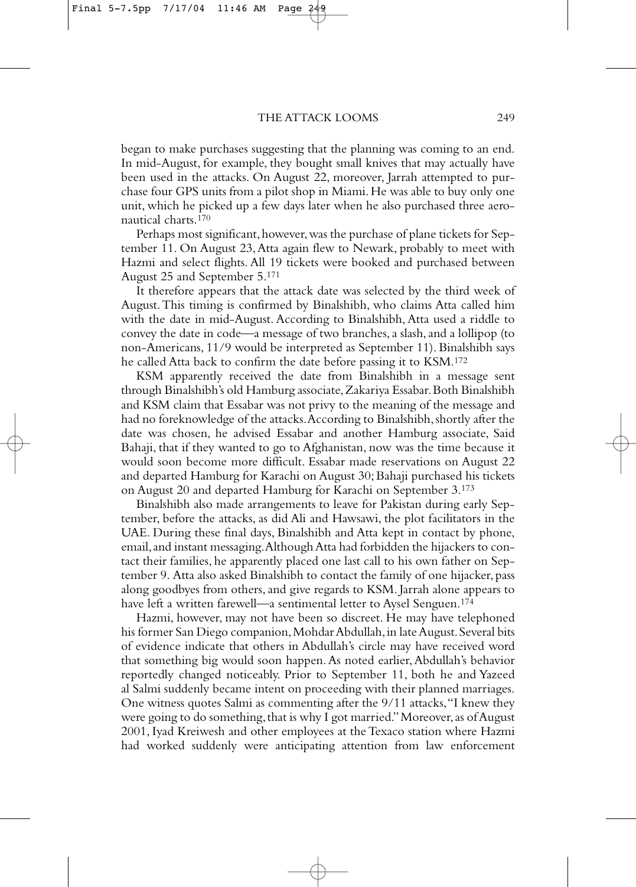began to make purchases suggesting that the planning was coming to an end. In mid-August, for example, they bought small knives that may actually have been used in the attacks. On August 22, moreover, Jarrah attempted to purchase four GPS units from a pilot shop in Miami. He was able to buy only one unit, which he picked up a few days later when he also purchased three aeronautical charts.[170]

Perhaps most significant, however, was the purchase of plane tickets for September 11. On August 23, Atta again flew to Newark, probably to meet with Hazmi and select flights. All 19 tickets were booked and purchased between August 25 and September 5.[171]

It therefore appears that the attack date was selected by the third week of August. This timing is confirmed by Binalshibh, who claims Atta called him with the date in mid-August. According to Binalshibh, Atta used a riddle to convey the date in code—a message of two branches, a slash, and a lollipop (to non-Americans, 11/9 would be interpreted as September 11). Binalshibh says he called Atta back to confirm the date before passing it to KSM.[172]

KSM apparently received the date from Binalshibh in a message sent through Binalshibh's old Hamburg associate, Zakariya Essabar. Both Binalshibh and KSM claim that Essabar was not privy to the meaning of the message and had no foreknowledge of the attacks. According to Binalshibh, shortly after the date was chosen, he advised Essabar and another Hamburg associate, Said Bahaji, that if they wanted to go to Afghanistan, now was the time because it would soon become more difficult. Essabar made reservations on August 22 and departed Hamburg for Karachi on August 30; Bahaji purchased his tickets on August 20 and departed Hamburg for Karachi on September 3.[173]

Binalshibh also made arrangements to leave for Pakistan during early September, before the attacks, as did Ali and Hawsawi, the plot facilitators in the UAE. During these final days, Binalshibh and Atta kept in contact by phone, email, and instant messaging. Although Atta had forbidden the hijackers to contact their families, he apparently placed one last call to his own father on September 9. Atta also asked Binalshibh to contact the family of one hijacker, pass along goodbyes from others, and give regards to KSM. Jarrah alone appears to have left a written farewell—a sentimental letter to Aysel Senguen.[174]

Hazmi, however, may not have been so discreet. He may have telephoned his former San Diego companion, Mohdar Abdullah, in late August. Several bits of evidence indicate that others in Abdullah's circle may have received word that something big would soon happen. As noted earlier, Abdullah's behavior reportedly changed noticeably. Prior to September 11, both he and Yazeed al Salmi suddenly became intent on proceeding with their planned marriages. One witness quotes Salmi as commenting after the 9/11 attacks, "I knew they were going to do something, that is why I got married." Moreover, as of August 2001, Iyad Kreiwesh and other employees at the Texaco station where Hazmi had worked suddenly were anticipating attention from law enforcement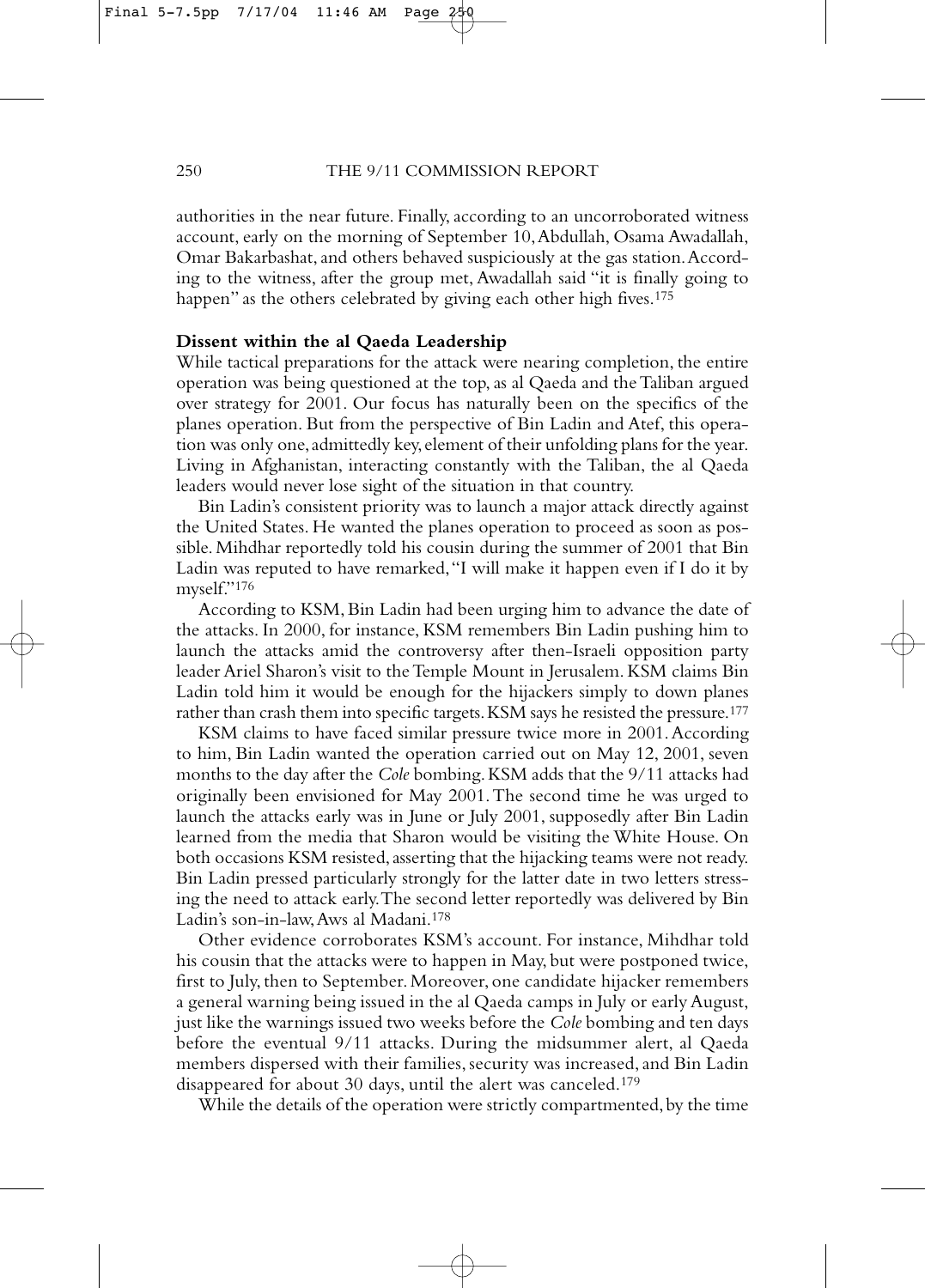authorities in the near future. Finally, according to an uncorroborated witness account, early on the morning of September 10, Abdullah, Osama Awadallah, Omar Bakarbashat, and others behaved suspiciously at the gas station. According to the witness, after the group met, Awadallah said "it is finally going to happen" as the others celebrated by giving each other high fives.[175]

**Dissent within the al Qaeda Leadership**

While tactical preparations for the attack were nearing completion, the entire operation was being questioned at the top, as al Qaeda and the Taliban argued over strategy for 2001. Our focus has naturally been on the specifics of the planes operation. But from the perspective of Bin Ladin and Atef, this operation was only one, admittedly key, element of their unfolding plans for the year. Living in Afghanistan, interacting constantly with the Taliban, the al Qaeda leaders would never lose sight of the situation in that country.

Bin Ladin's consistent priority was to launch a major attack directly against the United States. He wanted the planes operation to proceed as soon as possible. Mihdhar reportedly told his cousin during the summer of 2001 that Bin Ladin was reputed to have remarked, "I will make it happen even if I do it by myself."[176]

According to KSM, Bin Ladin had been urging him to advance the date of the attacks. In 2000, for instance, KSM remembers Bin Ladin pushing him to launch the attacks amid the controversy after then-Israeli opposition party leader Ariel Sharon's visit to the Temple Mount in Jerusalem. KSM claims Bin Ladin told him it would be enough for the hijackers simply to down planes rather than crash them into specific targets. KSM says he resisted the pressure.[177]

KSM claims to have faced similar pressure twice more in 2001. According to him, Bin Ladin wanted the operation carried out on May 12, 2001, seven months to the day after the *Cole* bombing. KSM adds that the 9/11 attacks had originally been envisioned for May 2001. The second time he was urged to launch the attacks early was in June or July 2001, supposedly after Bin Ladin learned from the media that Sharon would be visiting the White House. On both occasions KSM resisted, asserting that the hijacking teams were not ready. Bin Ladin pressed particularly strongly for the latter date in two letters stressing the need to attack early. The second letter reportedly was delivered by Bin Ladin's son-in-law, Aws al Madani.[178]

Other evidence corroborates KSM's account. For instance, Mihdhar told his cousin that the attacks were to happen in May, but were postponed twice, first to July, then to September. Moreover, one candidate hijacker remembers a general warning being issued in the al Qaeda camps in July or early August, just like the warnings issued two weeks before the *Cole* bombing and ten days before the eventual 9/11 attacks. During the midsummer alert, al Qaeda members dispersed with their families, security was increased, and Bin Ladin disappeared for about 30 days, until the alert was canceled.[179]

While the details of the operation were strictly compartmented, by the time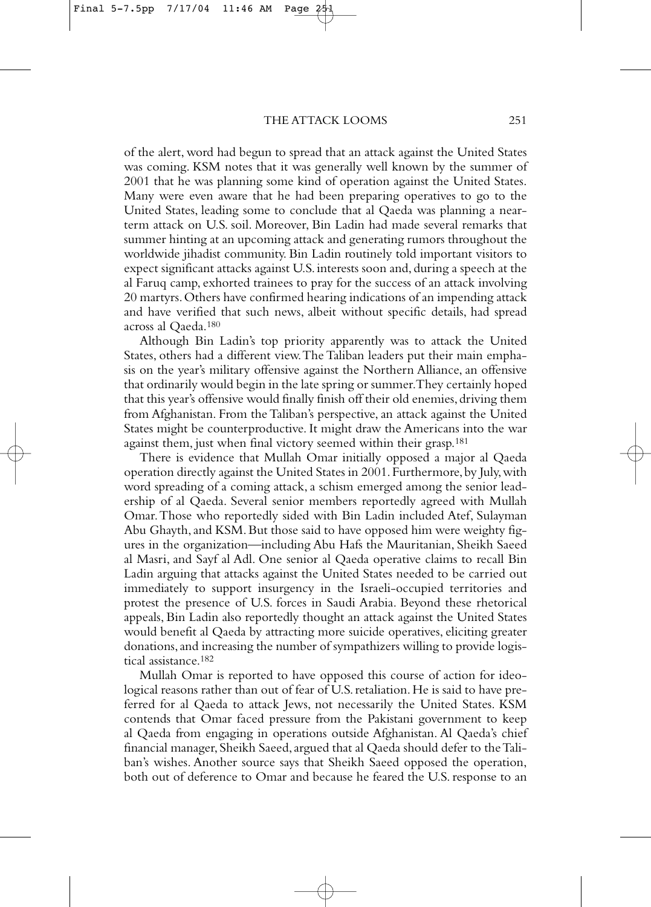of the alert, word had begun to spread that an attack against the United States was coming. KSM notes that it was generally well known by the summer of 2001 that he was planning some kind of operation against the United States. Many were even aware that he had been preparing operatives to go to the United States, leading some to conclude that al Qaeda was planning a near-term attack on U.S. soil. Moreover, Bin Ladin had made several remarks that summer hinting at an upcoming attack and generating rumors throughout the worldwide jihadist community. Bin Ladin routinely told important visitors to expect significant attacks against U.S. interests soon and, during a speech at the al Faruq camp, exhorted trainees to pray for the success of an attack involving 20 martyrs. Others have confirmed hearing indications of an impending attack and have verified that such news, albeit without specific details, had spread across al Qaeda.[180]

Although Bin Ladin's top priority apparently was to attack the United States, others had a different view. The Taliban leaders put their main emphasis on the year's military offensive against the Northern Alliance, an offensive that ordinarily would begin in the late spring or summer. They certainly hoped that this year's offensive would finally finish off their old enemies, driving them from Afghanistan. From the Taliban's perspective, an attack against the United States might be counterproductive. It might draw the Americans into the war against them, just when final victory seemed within their grasp.[181]

There is evidence that Mullah Omar initially opposed a major al Qaeda operation directly against the United States in 2001. Furthermore, by July, with word spreading of a coming attack, a schism emerged among the senior leadership of al Qaeda. Several senior members reportedly agreed with Mullah Omar. Those who reportedly sided with Bin Ladin included Atef, Sulayman Abu Ghayth, and KSM. But those said to have opposed him were weighty figures in the organization—including Abu Hafs the Mauritanian, Sheikh Saeed al Masri, and Sayf al Adl. One senior al Qaeda operative claims to recall Bin Ladin arguing that attacks against the United States needed to be carried out immediately to support insurgency in the Israeli-occupied territories and protest the presence of U.S. forces in Saudi Arabia. Beyond these rhetorical appeals, Bin Ladin also reportedly thought an attack against the United States would benefit al Qaeda by attracting more suicide operatives, eliciting greater donations, and increasing the number of sympathizers willing to provide logistical assistance.[182]

Mullah Omar is reported to have opposed this course of action for ideological reasons rather than out of fear of U.S. retaliation. He is said to have preferred for al Qaeda to attack Jews, not necessarily the United States. KSM contends that Omar faced pressure from the Pakistani government to keep al Qaeda from engaging in operations outside Afghanistan. Al Qaeda's chief financial manager, Sheikh Saeed, argued that al Qaeda should defer to the Taliban's wishes. Another source says that Sheikh Saeed opposed the operation, both out of deference to Omar and because he feared the U.S. response to an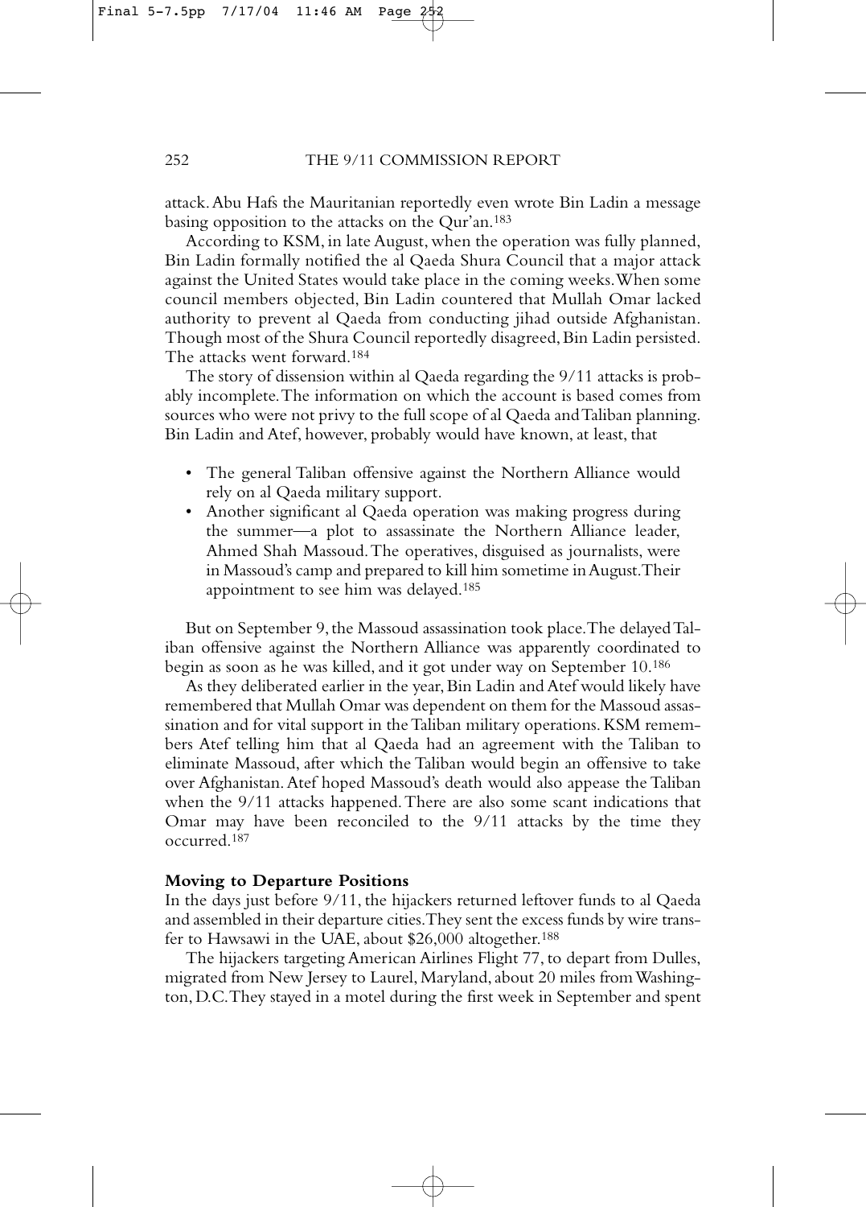attack. Abu Hafs the Mauritanian reportedly even wrote Bin Ladin a message basing opposition to the attacks on the Qur'an.[183]

According to KSM, in late August, when the operation was fully planned, Bin Ladin formally notified the al Qaeda Shura Council that a major attack against the United States would take place in the coming weeks. When some council members objected, Bin Ladin countered that Mullah Omar lacked authority to prevent al Qaeda from conducting jihad outside Afghanistan. Though most of the Shura Council reportedly disagreed, Bin Ladin persisted. The attacks went forward.[184]

The story of dissension within al Qaeda regarding the 9/11 attacks is probably incomplete. The information on which the account is based comes from sources who were not privy to the full scope of al Qaeda and Taliban planning. Bin Ladin and Atef, however, probably would have known, at least, that

- The general Taliban offensive against the Northern Alliance would rely on al Qaeda military support.
- Another significant al Qaeda operation was making progress during the summer—a plot to assassinate the Northern Alliance leader, Ahmed Shah Massoud. The operatives, disguised as journalists, were in Massoud's camp and prepared to kill him sometime in August. Their appointment to see him was delayed.[185]

But on September 9, the Massoud assassination took place. The delayed Taliban offensive against the Northern Alliance was apparently coordinated to begin as soon as he was killed, and it got under way on September 10.[186]

As they deliberated earlier in the year, Bin Ladin and Atef would likely have remembered that Mullah Omar was dependent on them for the Massoud assassination and for vital support in the Taliban military operations. KSM remembers Atef telling him that al Qaeda had an agreement with the Taliban to eliminate Massoud, after which the Taliban would begin an offensive to take over Afghanistan. Atef hoped Massoud's death would also appease the Taliban when the 9/11 attacks happened. There are also some scant indications that Omar may have been reconciled to the 9/11 attacks by the time they occurred.[187]

**Moving to Departure Positions**

In the days just before 9/11, the hijackers returned leftover funds to al Qaeda and assembled in their departure cities. They sent the excess funds by wire transfer to Hawsawi in the UAE, about $26,000 altogether.[188]

The hijackers targeting American Airlines Flight 77, to depart from Dulles, migrated from New Jersey to Laurel, Maryland, about 20 miles from Washington, D.C. They stayed in a motel during the first week in September and spent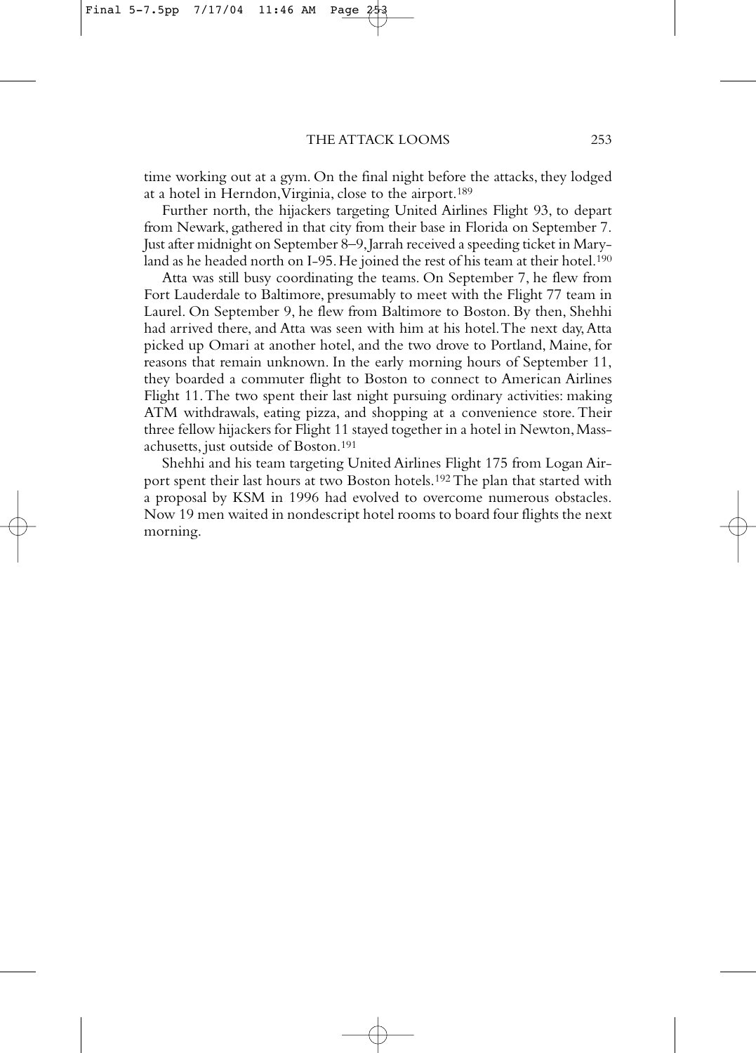time working out at a gym. On the final night before the attacks, they lodged at a hotel in Herndon, Virginia, close to the airport.[189]

Further north, the hijackers targeting United Airlines Flight 93, to depart from Newark, gathered in that city from their base in Florida on September 7. Just after midnight on September 8–9, Jarrah received a speeding ticket in Maryland as he headed north on I-95. He joined the rest of his team at their hotel.[190]

Atta was still busy coordinating the teams. On September 7, he flew from Fort Lauderdale to Baltimore, presumably to meet with the Flight 77 team in Laurel. On September 9, he flew from Baltimore to Boston. By then, Shehhi had arrived there, and Atta was seen with him at his hotel. The next day, Atta picked up Omari at another hotel, and the two drove to Portland, Maine, for reasons that remain unknown. In the early morning hours of September 11, they boarded a commuter flight to Boston to connect to American Airlines Flight 11. The two spent their last night pursuing ordinary activities: making ATM withdrawals, eating pizza, and shopping at a convenience store. Their three fellow hijackers for Flight 11 stayed together in a hotel in Newton, Massachusetts, just outside of Boston.[191]

Shehhi and his team targeting United Airlines Flight 175 from Logan Airport spent their last hours at two Boston hotels.[192] The plan that started with a proposal by KSM in 1996 had evolved to overcome numerous obstacles. Now 19 men waited in nondescript hotel rooms to board four flights the next morning.